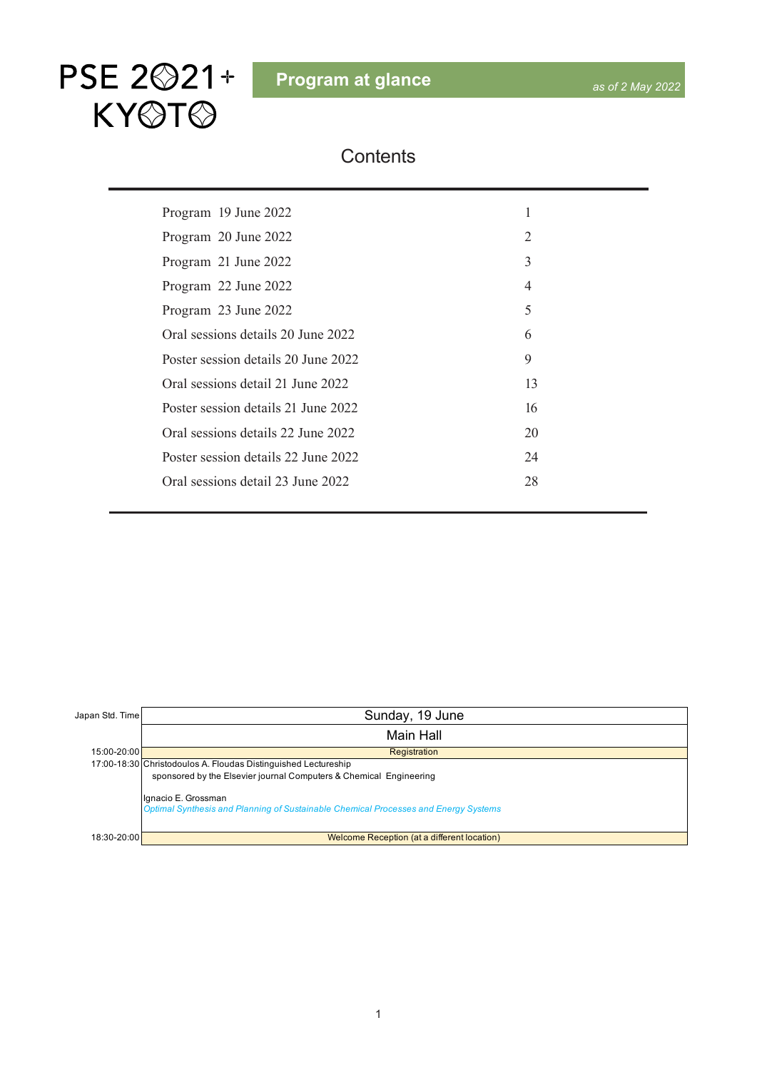# PSE 2021+ KYOTO

## Program at glance

*as of 2 May 2022*

## Contents

| | |
|---|---|
| Program 19 June 2022 | 1 |
| Program 20 June 2022 | 2 |
| Program 21 June 2022 | 3 |
| Program 22 June 2022 | 4 |
| Program 23 June 2022 | 5 |
| Oral sessions details 20 June 2022 | 6 |
| Poster session details 20 June 2022 | 9 |
| Oral sessions detail 21 June 2022 | 13 |
| Poster session details 21 June 2022 | 16 |
| Oral sessions details 22 June 2022 | 20 |
| Poster session details 22 June 2022 | 24 |
| Oral sessions detail 23 June 2022 | 28 |

| Japan Std. Time | Sunday, 19 June |
|---|---|
| | Main Hall |
| 15:00-20:00 | Registration |
| 17:00-18:30 | Christodoulos A. Floudas Distinguished Lectureship<br>sponsored by the Elsevier journal Computers & Chemical Engineering<br><br>Ignacio E. Grossman<br>*Optimal Synthesis and Planning of Sustainable Chemical Processes and Energy Systems* |
| 18:30-20:00 | Welcome Reception (at a different location) |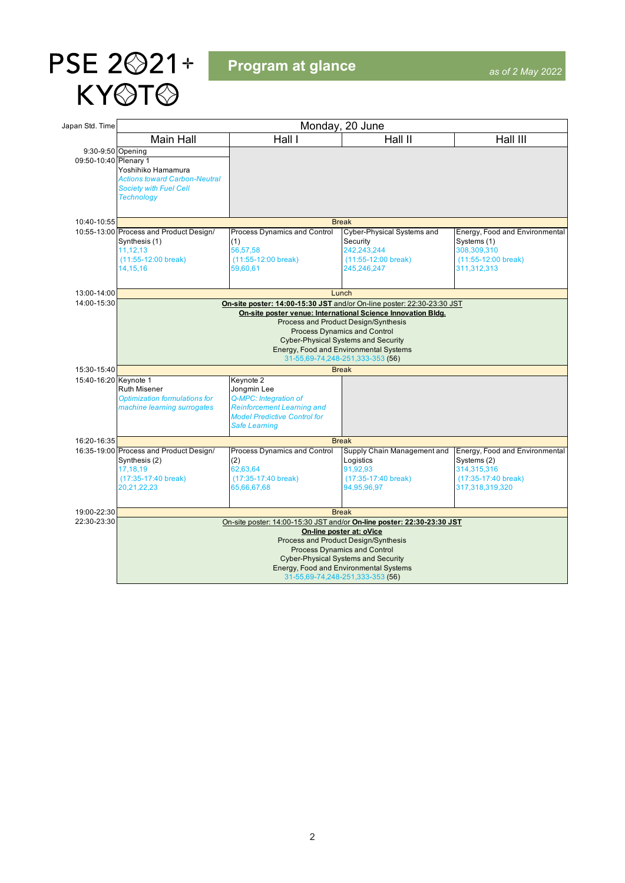# PSE 2021+ KYOTO

## Program at glance

*as of 2 May 2022*

| Japan Std. Time | Monday, 20 June | | | |
|---|---|---|---|---|
| | Main Hall | Hall I | Hall II | Hall III |
| 9:30-9:50 | Opening | | | |
| 09:50-10:40 | Plenary 1<br>Yoshihiko Hamamura<br>*Actions toward Carbon-Neutral Society with Fuel Cell Technology* | | | |
| 10:40-10:55 | Break | | | |
| 10:55-13:00 | Process and Product Design/ Synthesis (1)<br>11,12,13<br>(11:55-12:00 break)<br>14,15,16 | Process Dynamics and Control (1)<br>56,57,58<br>(11:55-12:00 break)<br>59,60,61 | Cyber-Physical Systems and Security<br>242,243,244<br>(11:55-12:00 break)<br>245,246,247 | Energy, Food and Environmental Systems (1)<br>308,309,310<br>(11:55-12:00 break)<br>311,312,313 |
| 13:00-14:00 | Lunch | | | |
| 14:00-15:30 | **On-site poster: 14:00-15:30 JST** and/or On-line poster: 22:30-23:30 JST<br>**On-site poster venue: International Science Innovation Bldg.**<br>Process and Product Design/Synthesis<br>Process Dynamics and Control<br>Cyber-Physical Systems and Security<br>Energy, Food and Environmental Systems<br>31-55,69-74,248-251,333-353 (56) | | | |
| 15:30-15:40 | Break | | | |
| 15:40-16:20 | Keynote 1<br>Ruth Misener<br>*Optimization formulations for machine learning surrogates* | Keynote 2<br>Jongmin Lee<br>*Q-MPC: Integration of Reinforcement Learning and Model Predictive Control for Safe Learning* | | |
| 16:20-16:35 | Break | | | |
| 16:35-19:00 | Process and Product Design/ Synthesis (2)<br>17,18,19<br>(17:35-17:40 break)<br>20,21,22,23 | Process Dynamics and Control (2)<br>62,63,64<br>(17:35-17:40 break)<br>65,66,67,68 | Supply Chain Management and Logistics<br>91,92,93<br>(17:35-17:40 break)<br>94,95,96,97 | Energy, Food and Environmental Systems (2)<br>314,315,316<br>(17:35-17:40 break)<br>317,318,319,320 |
| 19:00-22:30 | Break | | | |
| 22:30-23:30 | On-site poster: 14:00-15:30 JST and/or **On-line poster: 22:30-23:30 JST**<br>**On-line poster at: oVice**<br>Process and Product Design/Synthesis<br>Process Dynamics and Control<br>Cyber-Physical Systems and Security<br>Energy, Food and Environmental Systems<br>31-55,69-74,248-251,333-353 (56) | | | |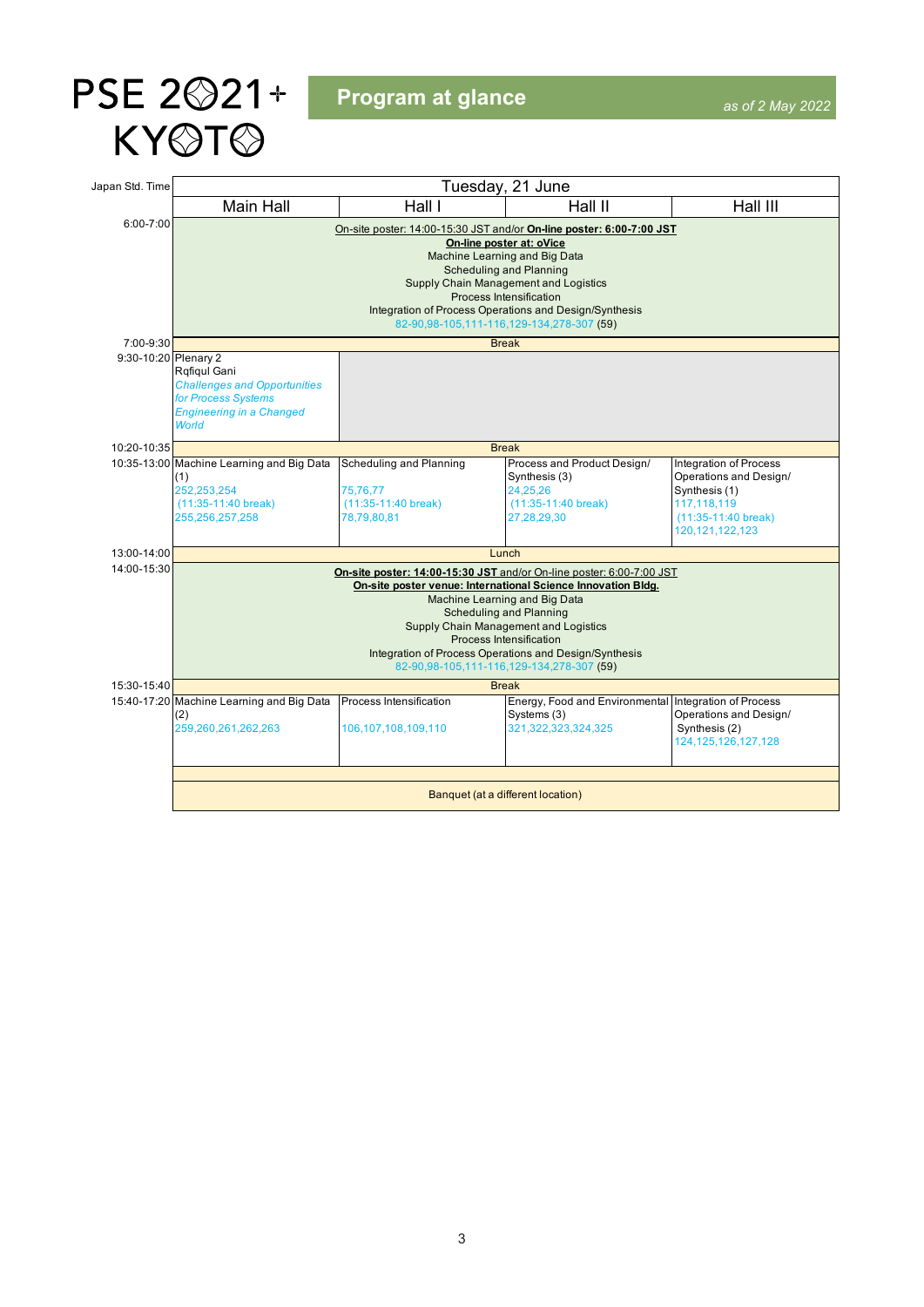# PSE 2021+ KYOTO

## Program at glance

*as of 2 May 2022*

| Japan Std. Time | Main Hall | Hall I | Hall II | Hall III |
|---|---|---|---|---|
| | Tuesday, 21 June | | | |
| 6:00-7:00 | On-site poster: 14:00-15:30 JST and/or **On-line poster: 6:00-7:00 JST**<br>**On-line poster at: oVice**<br>Machine Learning and Big Data<br>Scheduling and Planning<br>Supply Chain Management and Logistics<br>Process Intensification<br>Integration of Process Operations and Design/Synthesis<br>82-90,98-105,111-116,129-134,278-307 (59) | | | |
| 7:00-9:30 | Break | | | |
| 9:30-10:20 | Plenary 2<br>Rqfiqul Gani<br>*Challenges and Opportunities for Process Systems Engineering in a Changed World* | | | |
| 10:20-10:35 | Break | | | |
| 10:35-13:00 | Machine Learning and Big Data (1)<br>252,253,254<br>(11:35-11:40 break)<br>255,256,257,258 | Scheduling and Planning<br>75,76,77<br>(11:35-11:40 break)<br>78,79,80,81 | Process and Product Design/ Synthesis (3)<br>24,25,26<br>(11:35-11:40 break)<br>27,28,29,30 | Integration of Process Operations and Design/ Synthesis (1)<br>117,118,119<br>(11:35-11:40 break)<br>120,121,122,123 |
| 13:00-14:00 | Lunch | | | |
| 14:00-15:30 | **On-site poster: 14:00-15:30 JST** and/or On-line poster: 6:00-7:00 JST<br>**On-site poster venue: International Science Innovation Bldg.**<br>Machine Learning and Big Data<br>Scheduling and Planning<br>Supply Chain Management and Logistics<br>Process Intensification<br>Integration of Process Operations and Design/Synthesis<br>82-90,98-105,111-116,129-134,278-307 (59) | | | |
| 15:30-15:40 | Break | | | |
| 15:40-17:20 | Machine Learning and Big Data (2)<br>259,260,261,262,263 | Process Intensification<br>106,107,108,109,110 | Energy, Food and Environmental Systems (3)<br>321,322,323,324,325 | Integration of Process Operations and Design/ Synthesis (2)<br>124,125,126,127,128 |
| | | | | |
| | Banquet (at a different location) | | | |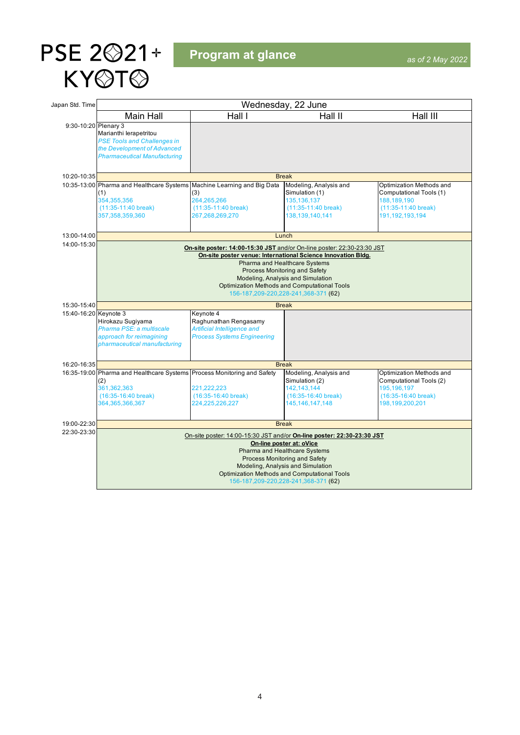# PSE 2021+ KYOTO

## Program at glance

*as of 2 May 2022*

| Japan Std. Time | Wednesday, 22 June | | | |
|---|---|---|---|---|
| | Main Hall | Hall I | Hall II | Hall III |
| 9:30-10:20 | Plenary 3<br>Marianthi Ierapetritou<br>*PSE Tools and Challenges in the Development of Advanced Pharmaceutical Manufacturing* | | | |
| 10:20-10:35 | Break | | | |
| 10:35-13:00 | Pharma and Healthcare Systems (1)<br>354,355,356<br>(11:35-11:40 break)<br>357,358,359,360 | Machine Learning and Big Data (3)<br>264,265,266<br>(11:35-11:40 break)<br>267,268,269,270 | Modeling, Analysis and Simulation (1)<br>135,136,137<br>(11:35-11:40 break)<br>138,139,140,141 | Optimization Methods and Computational Tools (1)<br>188,189,190<br>(11:35-11:40 break)<br>191,192,193,194 |
| 13:00-14:00 | Lunch | | | |
| 14:00-15:30 | **On-site poster: 14:00-15:30 JST** and/or On-line poster: 22:30-23:30 JST<br>**On-site poster venue: International Science Innovation Bldg.**<br>Pharma and Healthcare Systems<br>Process Monitoring and Safety<br>Modeling, Analysis and Simulation<br>Optimization Methods and Computational Tools<br>156-187,209-220,228-241,368-371 (62) | | | |
| 15:30-15:40 | Break | | | |
| 15:40-16:20 | Keynote 3<br>Hirokazu Sugiyama<br>*Pharma PSE: a multiscale approach for reimagining pharmaceutical manufacturing* | Keynote 4<br>Raghunathan Rengasamy<br>*Artificial Intelligence and Process Systems Engineering* | | |
| 16:20-16:35 | Break | | | |
| 16:35-19:00 | Pharma and Healthcare Systems (2)<br>361,362,363<br>(16:35-16:40 break)<br>364,365,366,367 | Process Monitoring and Safety<br>221,222,223<br>(16:35-16:40 break)<br>224,225,226,227 | Modeling, Analysis and Simulation (2)<br>142,143,144<br>(16:35-16:40 break)<br>145,146,147,148 | Optimization Methods and Computational Tools (2)<br>195,196,197<br>(16:35-16:40 break)<br>198,199,200,201 |
| 19:00-22:30 | Break | | | |
| 22:30-23:30 | On-site poster: 14:00-15:30 JST and/or **On-line poster: 22:30-23:30 JST**<br>**On-line poster at: oVice**<br>Pharma and Healthcare Systems<br>Process Monitoring and Safety<br>Modeling, Analysis and Simulation<br>Optimization Methods and Computational Tools<br>156-187,209-220,228-241,368-371 (62) | | | |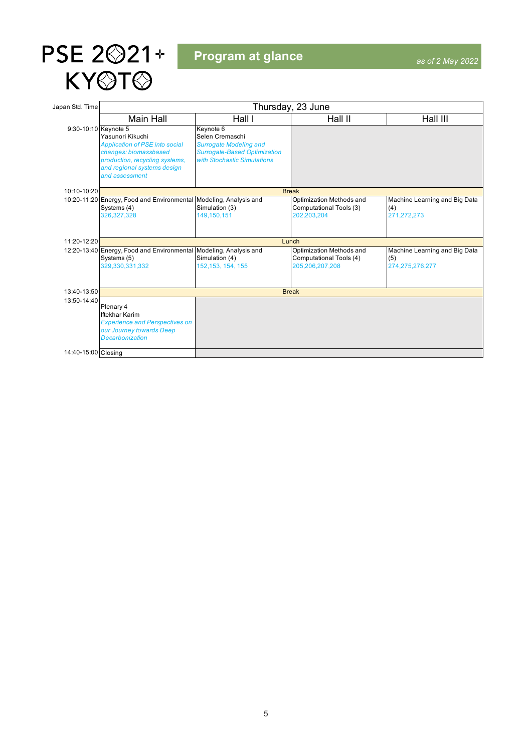# PSE 2021+ KYOTO

## Program at glance

*as of 2 May 2022*

| Japan Std. Time | Thursday, 23 June | | | |
|---|---|---|---|---|
| | Main Hall | Hall I | Hall II | Hall III |
| 9:30-10:10 | Keynote 5<br>Yasunori Kikuchi<br>*Application of PSE into social changes: biomassbased production, recycling systems, and regional systems design and assessment* | Keynote 6<br>Selen Cremaschi<br>*Surrogate Modeling and Surrogate-Based Optimization with Stochastic Simulations* | | |
| 10:10-10:20 | Break | | | |
| 10:20-11:20 | Energy, Food and Environmental Systems (4)<br>326,327,328 | Modeling, Analysis and Simulation (3)<br>149,150,151 | Optimization Methods and Computational Tools (3)<br>202,203,204 | Machine Learning and Big Data (4)<br>271,272,273 |
| 11:20-12:20 | Lunch | | | |
| 12:20-13:40 | Energy, Food and Environmental Systems (5)<br>329,330,331,332 | Modeling, Analysis and Simulation (4)<br>152,153, 154, 155 | Optimization Methods and Computational Tools (4)<br>205,206,207,208 | Machine Learning and Big Data (5)<br>274,275,276,277 |
| 13:40-13:50 | Break | | | |
| 13:50-14:40 | Plenary 4<br>Iftekhar Karim<br>*Experience and Perspectives on our Journey towards Deep Decarbonization* | | | |
| 14:40-15:00 | Closing | | | |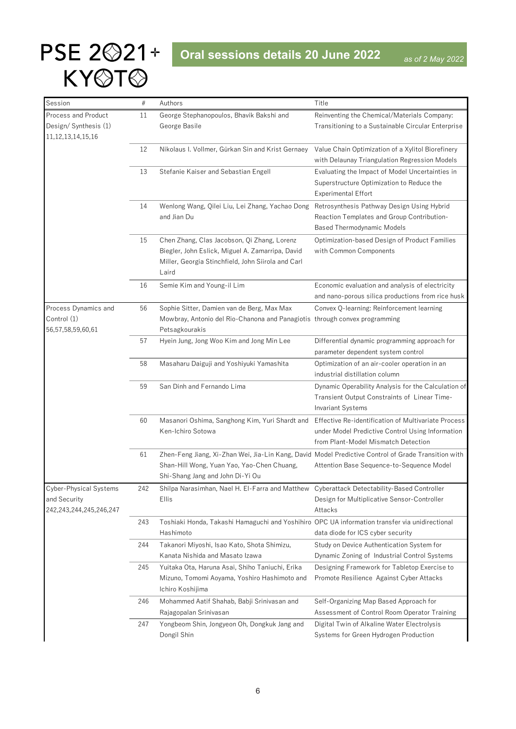# PSE 2021+ KYOTO

## Oral sessions details 20 June 2022

*as of 2 May 2022*

| Session | # | Authors | Title |
|---|---|---|---|
| Process and Product Design/ Synthesis (1) 11,12,13,14,15,16 | 11 | George Stephanopoulos, Bhavik Bakshi and George Basile | Reinventing the Chemical/Materials Company: Transitioning to a Sustainable Circular Enterprise |
| | 12 | Nikolaus I. Vollmer, Gürkan Sin and Krist Gernaey | Value Chain Optimization of a Xylitol Biorefinery with Delaunay Triangulation Regression Models |
| | 13 | Stefanie Kaiser and Sebastian Engell | Evaluating the Impact of Model Uncertainties in Superstructure Optimization to Reduce the Experimental Effort |
| | 14 | Wenlong Wang, Qilei Liu, Lei Zhang, Yachao Dong and Jian Du | Retrosynthesis Pathway Design Using Hybrid Reaction Templates and Group Contribution-Based Thermodynamic Models |
| | 15 | Chen Zhang, Clas Jacobson, Qi Zhang, Lorenz Biegler, John Eslick, Miguel A. Zamarripa, David Miller, Georgia Stinchfield, John Siirola and Carl Laird | Optimization-based Design of Product Families with Common Components |
| | 16 | Semie Kim and Young-il Lim | Economic evaluation and analysis of electricity and nano-porous silica productions from rice husk |
| Process Dynamics and Control (1) 56,57,58,59,60,61 | 56 | Sophie Sitter, Damien van de Berg, Max Max Mowbray, Antonio del Rio-Chanona and Panagiotis Petsagkourakis | Convex Q-learning: Reinforcement learning through convex programming |
| | 57 | Hyein Jung, Jong Woo Kim and Jong Min Lee | Differential dynamic programming approach for parameter dependent system control |
| | 58 | Masaharu Daiguji and Yoshiyuki Yamashita | Optimization of an air-cooler operation in an industrial distillation column |
| | 59 | San Dinh and Fernando Lima | Dynamic Operability Analysis for the Calculation of Transient Output Constraints of Linear Time-Invariant Systems |
| | 60 | Masanori Oshima, Sanghong Kim, Yuri Shardt and Ken-Ichiro Sotowa | Effective Re-identification of Multivariate Process under Model Predictive Control Using Information from Plant-Model Mismatch Detection |
| | 61 | Zhen-Feng Jiang, Xi-Zhan Wei, Jia-Lin Kang, David Shan-Hill Wong, Yuan Yao, Yao-Chen Chuang, Shi-Shang Jang and John Di-Yi Ou | Model Predictive Control of Grade Transition with Attention Base Sequence-to-Sequence Model |
| Cyber-Physical Systems and Security 242,243,244,245,246,247 | 242 | Shilpa Narasimhan, Nael H. El-Farra and Matthew Ellis | Cyberattack Detectability-Based Controller Design for Multiplicative Sensor-Controller Attacks |
| | 243 | Toshiaki Honda, Takashi Hamaguchi and Yoshihiro Hashimoto | OPC UA information transfer via unidirectional data diode for ICS cyber security |
| | 244 | Takanori Miyoshi, Isao Kato, Shota Shimizu, Kanata Nishida and Masato Izawa | Study on Device Authentication System for Dynamic Zoning of Industrial Control Systems |
| | 245 | Yuitaka Ota, Haruna Asai, Shiho Taniuchi, Erika Mizuno, Tomomi Aoyama, Yoshiro Hashimoto and Ichiro Koshijima | Designing Framework for Tabletop Exercise to Promote Resilience Against Cyber Attacks |
| | 246 | Mohammed Aatif Shahab, Babji Srinivasan and Rajagopalan Srinivasan | Self-Organizing Map Based Approach for Assessment of Control Room Operator Training |
| | 247 | Yongbeom Shin, Jongyeon Oh, Dongkuk Jang and Dongil Shin | Digital Twin of Alkaline Water Electrolysis Systems for Green Hydrogen Production |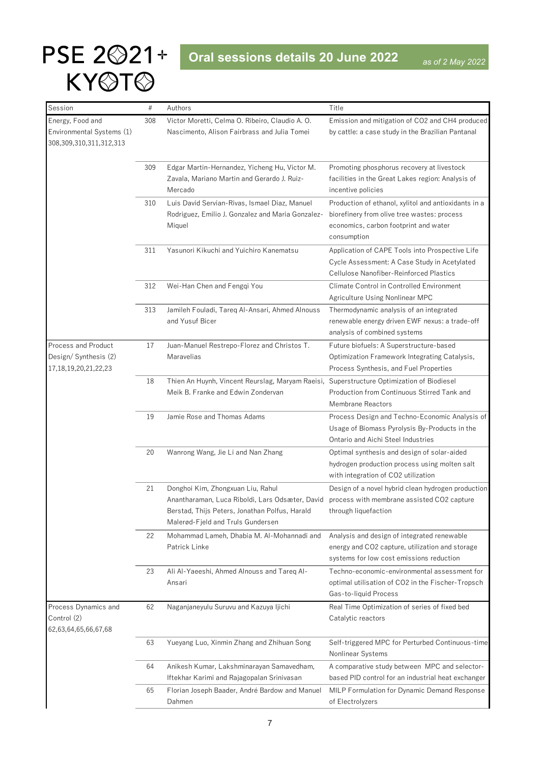# PSE 2021+ KYOTO

## Oral sessions details 20 June 2022

*as of 2 May 2022*

| Session | # | Authors | Title |
|---|---|---|---|
| Energy, Food and Environmental Systems (1) 308,309,310,311,312,313 | 308 | Victor Moretti, Celma O. Ribeiro, Claudio A. O. Nascimento, Alison Fairbrass and Julia Tomei | Emission and mitigation of CO2 and CH4 produced by cattle: a case study in the Brazilian Pantanal |
| | 309 | Edgar Martin-Hernandez, Yicheng Hu, Victor M. Zavala, Mariano Martin and Gerardo J. Ruiz-Mercado | Promoting phosphorus recovery at livestock facilities in the Great Lakes region: Analysis of incentive policies |
| | 310 | Luis David Servian-Rivas, Ismael Diaz, Manuel Rodriguez, Emilio J. Gonzalez and Maria Gonzalez-Miquel | Production of ethanol, xylitol and antioxidants in a biorefinery from olive tree wastes: process economics, carbon footprint and water consumption |
| | 311 | Yasunori Kikuchi and Yuichiro Kanematsu | Application of CAPE Tools into Prospective Life Cycle Assessment: A Case Study in Acetylated Cellulose Nanofiber-Reinforced Plastics |
| | 312 | Wei-Han Chen and Fengqi You | Climate Control in Controlled Environment Agriculture Using Nonlinear MPC |
| | 313 | Jamileh Fouladi, Tareq Al-Ansari, Ahmed Alnouss and Yusuf Bicer | Thermodynamic analysis of an integrated renewable energy driven EWF nexus: a trade-off analysis of combined systems |
| Process and Product Design/ Synthesis (2) 17,18,19,20,21,22,23 | 17 | Juan-Manuel Restrepo-Florez and Christos T. Maravelias | Future biofuels: A Superstructure-based Optimization Framework Integrating Catalysis, Process Synthesis, and Fuel Properties |
| | 18 | Thien An Huynh, Vincent Reurslag, Maryam Raeisi, Meik B. Franke and Edwin Zondervan | Superstructure Optimization of Biodiesel Production from Continuous Stirred Tank and Membrane Reactors |
| | 19 | Jamie Rose and Thomas Adams | Process Design and Techno-Economic Analysis of Usage of Biomass Pyrolysis By-Products in the Ontario and Aichi Steel Industries |
| | 20 | Wanrong Wang, Jie Li and Nan Zhang | Optimal synthesis and design of solar-aided hydrogen production process using molten salt with integration of CO2 utilization |
| | 21 | Donghoi Kim, Zhongxuan Liu, Rahul Anantharaman, Luca Riboldi, Lars Odsæter, David Berstad, Thijs Peters, Jonathan Polfus, Harald Malerød-Fjeld and Truls Gundersen | Design of a novel hybrid clean hydrogen production process with membrane assisted CO2 capture through liquefaction |
| | 22 | Mohammad Lameh, Dhabia M. Al-Mohannadi and Patrick Linke | Analysis and design of integrated renewable energy and CO2 capture, utilization and storage systems for low cost emissions reduction |
| | 23 | Ali Al-Yaeeshi, Ahmed Alnouss and Tareq Al-Ansari | Techno-economic-environmental assessment for optimal utilisation of CO2 in the Fischer-Tropsch Gas-to-liquid Process |
| Process Dynamics and Control (2) 62,63,64,65,66,67,68 | 62 | Naganjaneyulu Suruvu and Kazuya Ijichi | Real Time Optimization of series of fixed bed Catalytic reactors |
| | 63 | Yueyang Luo, Xinmin Zhang and Zhihuan Song | Self-triggered MPC for Perturbed Continuous-time Nonlinear Systems |
| | 64 | Anikesh Kumar, Lakshminarayan Samavedham, Iftekhar Karimi and Rajagopalan Srinivasan | A comparative study between MPC and selector-based PID control for an industrial heat exchanger |
| | 65 | Florian Joseph Baader, André Bardow and Manuel Dahmen | MILP Formulation for Dynamic Demand Response of Electrolyzers |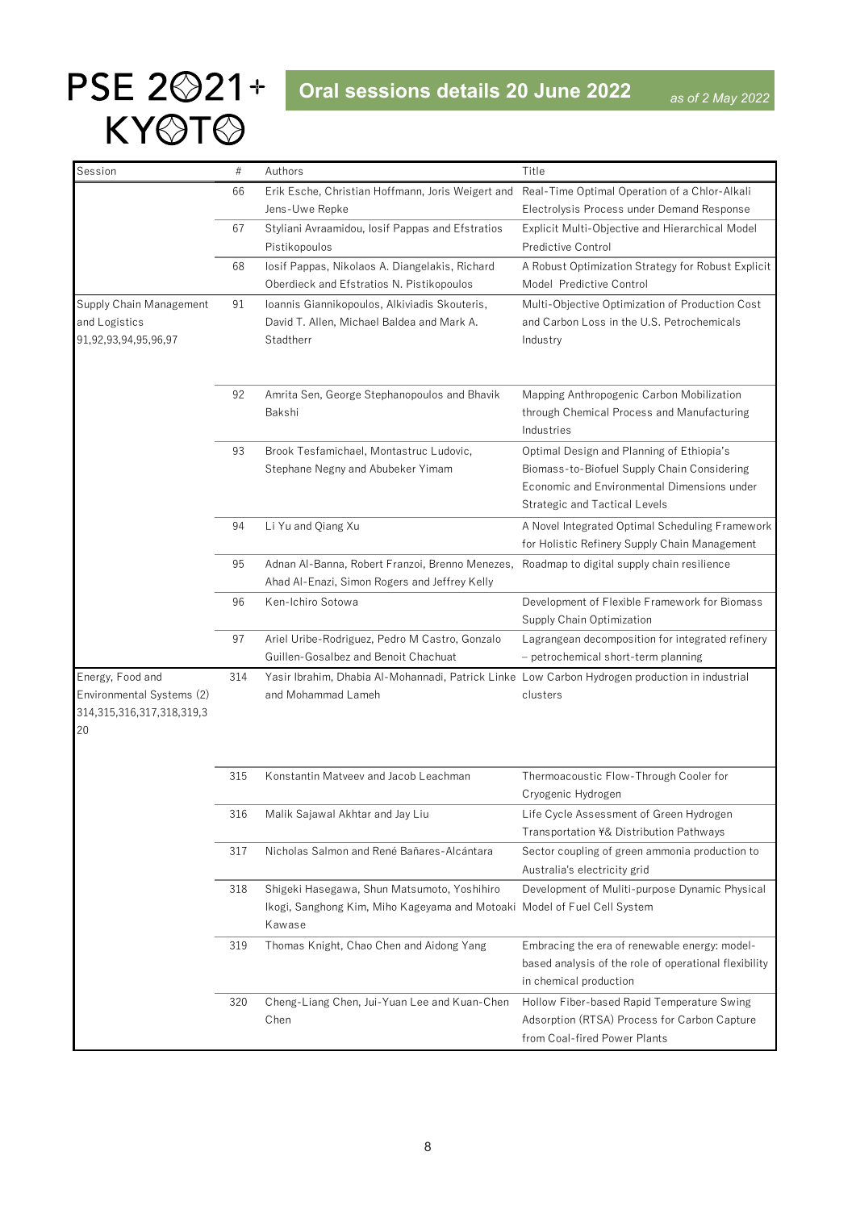# PSE 2021+ KYOTO

## Oral sessions details 20 June 2022

*as of 2 May 2022*

| Session | # | Authors | Title |
|---|---|---|---|
| | 66 | Erik Esche, Christian Hoffmann, Joris Weigert and Jens-Uwe Repke | Real-Time Optimal Operation of a Chlor-Alkali Electrolysis Process under Demand Response |
| | 67 | Styliani Avraamidou, Iosif Pappas and Efstratios Pistikopoulos | Explicit Multi-Objective and Hierarchical Model Predictive Control |
| | 68 | Iosif Pappas, Nikolaos A. Diangelakis, Richard Oberdieck and Efstratios N. Pistikopoulos | A Robust Optimization Strategy for Robust Explicit Model Predictive Control |
| Supply Chain Management and Logistics 91,92,93,94,95,96,97 | 91 | Ioannis Giannikopoulos, Alkiviadis Skouteris, David T. Allen, Michael Baldea and Mark A. Stadtherr | Multi-Objective Optimization of Production Cost and Carbon Loss in the U.S. Petrochemicals Industry |
| | 92 | Amrita Sen, George Stephanopoulos and Bhavik Bakshi | Mapping Anthropogenic Carbon Mobilization through Chemical Process and Manufacturing Industries |
| | 93 | Brook Tesfamichael, Montastruc Ludovic, Stephane Negny and Abubeker Yimam | Optimal Design and Planning of Ethiopia's Biomass-to-Biofuel Supply Chain Considering Economic and Environmental Dimensions under Strategic and Tactical Levels |
| | 94 | Li Yu and Qiang Xu | A Novel Integrated Optimal Scheduling Framework for Holistic Refinery Supply Chain Management |
| | 95 | Adnan Al-Banna, Robert Franzoi, Brenno Menezes, Ahad Al-Enazi, Simon Rogers and Jeffrey Kelly | Roadmap to digital supply chain resilience |
| | 96 | Ken-Ichiro Sotowa | Development of Flexible Framework for Biomass Supply Chain Optimization |
| | 97 | Ariel Uribe-Rodriguez, Pedro M Castro, Gonzalo Guillen-Gosalbez and Benoit Chachuat | Lagrangean decomposition for integrated refinery – petrochemical short-term planning |
| Energy, Food and Environmental Systems (2) 314,315,316,317,318,319,320 | 314 | Yasir Ibrahim, Dhabia Al-Mohannadi, Patrick Linke and Mohammad Lameh | Low Carbon Hydrogen production in industrial clusters |
| | 315 | Konstantin Matveev and Jacob Leachman | Thermoacoustic Flow-Through Cooler for Cryogenic Hydrogen |
| | 316 | Malik Sajawal Akhtar and Jay Liu | Life Cycle Assessment of Green Hydrogen Transportation ¥& Distribution Pathways |
| | 317 | Nicholas Salmon and René Bañares-Alcántara | Sector coupling of green ammonia production to Australia's electricity grid |
| | 318 | Shigeki Hasegawa, Shun Matsumoto, Yoshihiro Ikogi, Sanghong Kim, Miho Kageyama and Motoaki Kawase | Development of Muliti-purpose Dynamic Physical Model of Fuel Cell System |
| | 319 | Thomas Knight, Chao Chen and Aidong Yang | Embracing the era of renewable energy: model-based analysis of the role of operational flexibility in chemical production |
| | 320 | Cheng-Liang Chen, Jui-Yuan Lee and Kuan-Chen Chen | Hollow Fiber-based Rapid Temperature Swing Adsorption (RTSA) Process for Carbon Capture from Coal-fired Power Plants |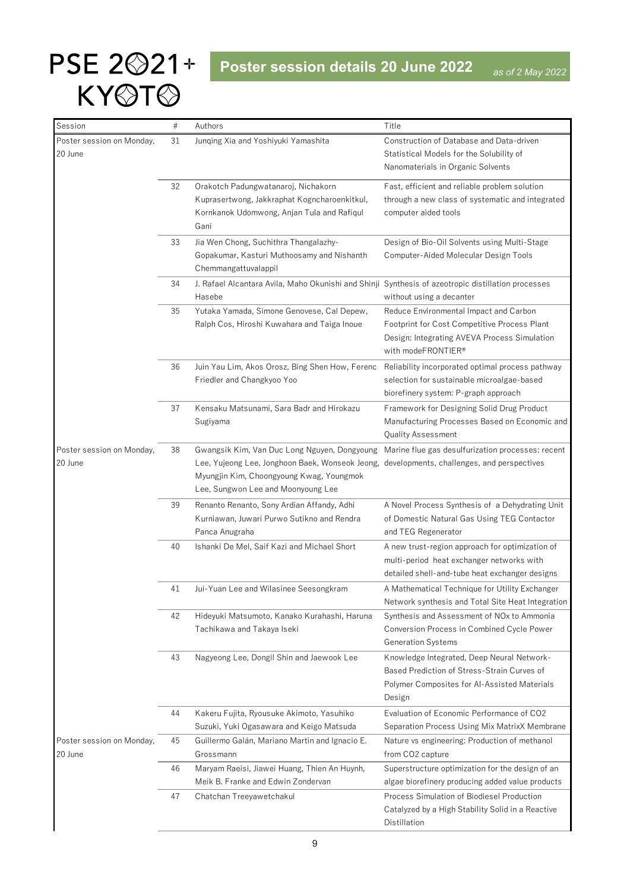# PSE 2021+ KYOTO

## Poster session details 20 June 2022

*as of 2 May 2022*

| Session | # | Authors | Title |
|---|---|---|---|
| Poster session on Monday, 20 June | 31 | Junqing Xia and Yoshiyuki Yamashita | Construction of Database and Data-driven Statistical Models for the Solubility of Nanomaterials in Organic Solvents |
| | 32 | Orakotch Padungwatanaroj, Nichakorn Kuprasertwong, Jakkraphat Kogncharoenkitkul, Kornkanok Udomwong, Anjan Tula and Rafiqul Gani | Fast, efficient and reliable problem solution through a new class of systematic and integrated computer aided tools |
| | 33 | Jia Wen Chong, Suchithra Thangalazhy-Gopakumar, Kasturi Muthoosamy and Nishanth Chemmangattuvalappil | Design of Bio-Oil Solvents using Multi-Stage Computer-Aided Molecular Design Tools |
| | 34 | J. Rafael Alcantara Avila, Maho Okunishi and Shinji Hasebe | Synthesis of azeotropic distillation processes without using a decanter |
| | 35 | Yutaka Yamada, Simone Genovese, Cal Depew, Ralph Cos, Hiroshi Kuwahara and Taiga Inoue | Reduce Environmental Impact and Carbon Footprint for Cost Competitive Process Plant Design: Integrating AVEVA Process Simulation with modeFRONTIER® |
| | 36 | Juin Yau Lim, Akos Orosz, Bing Shen How, Ferenc Friedler and Changkyoo Yoo | Reliability incorporated optimal process pathway selection for sustainable microalgae-based biorefinery system: P-graph approach |
| | 37 | Kensaku Matsunami, Sara Badr and Hirokazu Sugiyama | Framework for Designing Solid Drug Product Manufacturing Processes Based on Economic and Quality Assessment |
| Poster session on Monday, 20 June | 38 | Gwangsik Kim, Van Duc Long Nguyen, Dongyoung Lee, Yujeong Lee, Jonghoon Baek, Wonseok Jeong, Myungjin Kim, Choongyoung Kwag, Youngmok Lee, Sungwon Lee and Moonyoung Lee | Marine flue gas desulfurization processes: recent developments, challenges, and perspectives |
| | 39 | Renanto Renanto, Sony Ardian Affandy, Adhi Kurniawan, Juwari Purwo Sutikno and Rendra Panca Anugraha | A Novel Process Synthesis of a Dehydrating Unit of Domestic Natural Gas Using TEG Contactor and TEG Regenerator |
| | 40 | Ishanki De Mel, Saif Kazi and Michael Short | A new trust-region approach for optimization of multi-period heat exchanger networks with detailed shell-and-tube heat exchanger designs |
| | 41 | Jui-Yuan Lee and Wilasinee Seesongkram | A Mathematical Technique for Utility Exchanger Network synthesis and Total Site Heat Integration |
| | 42 | Hideyuki Matsumoto, Kanako Kurahashi, Haruna Tachikawa and Takaya Iseki | Synthesis and Assessment of NOx to Ammonia Conversion Process in Combined Cycle Power Generation Systems |
| | 43 | Nagyeong Lee, Dongil Shin and Jaewook Lee | Knowledge Integrated, Deep Neural Network-Based Prediction of Stress-Strain Curves of Polymer Composites for AI-Assisted Materials Design |
| | 44 | Kakeru Fujita, Ryousuke Akimoto, Yasuhiko Suzuki, Yuki Ogasawara and Keigo Matsuda | Evaluation of Economic Performance of CO2 Separation Process Using Mix MatrixX Membrane |
| Poster session on Monday, 20 June | 45 | Guillermo Galán, Mariano Martin and Ignacio E. Grossmann | Nature vs engineering: Production of methanol from CO2 capture |
| | 46 | Maryam Raeisi, Jiawei Huang, Thien An Huynh, Meik B. Franke and Edwin Zondervan | Superstructure optimization for the design of an algae biorefinery producing added value products |
| | 47 | Chatchan Treeyawetchakul | Process Simulation of Biodiesel Production Catalyzed by a High Stability Solid in a Reactive Distillation |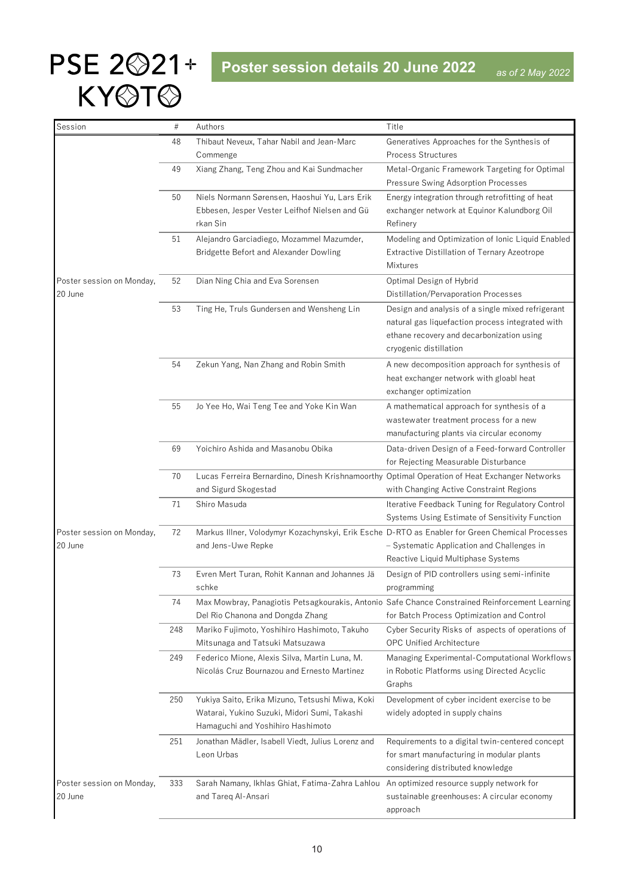# PSE 2021+ KYOTO

## Poster session details 20 June 2022

*as of 2 May 2022*

| Session | # | Authors | Title |
|---|---|---|---|
| | 48 | Thibaut Neveux, Tahar Nabil and Jean-Marc Commenge | Generatives Approaches for the Synthesis of Process Structures |
| | 49 | Xiang Zhang, Teng Zhou and Kai Sundmacher | Metal-Organic Framework Targeting for Optimal Pressure Swing Adsorption Processes |
| | 50 | Niels Normann Sørensen, Haoshui Yu, Lars Erik Ebbesen, Jesper Vester Leifhof Nielsen and Gürkan Sin | Energy integration through retrofitting of heat exchanger network at Equinor Kalundborg Oil Refinery |
| | 51 | Alejandro Garciadiego, Mozammel Mazumder, Bridgette Befort and Alexander Dowling | Modeling and Optimization of Ionic Liquid Enabled Extractive Distillation of Ternary Azeotrope Mixtures |
| Poster session on Monday, 20 June | 52 | Dian Ning Chia and Eva Sorensen | Optimal Design of Hybrid Distillation/Pervaporation Processes |
| | 53 | Ting He, Truls Gundersen and Wensheng Lin | Design and analysis of a single mixed refrigerant natural gas liquefaction process integrated with ethane recovery and decarbonization using cryogenic distillation |
| | 54 | Zekun Yang, Nan Zhang and Robin Smith | A new decomposition approach for synthesis of heat exchanger network with gloabl heat exchanger optimization |
| | 55 | Jo Yee Ho, Wai Teng Tee and Yoke Kin Wan | A mathematical approach for synthesis of a wastewater treatment process for a new manufacturing plants via circular economy |
| | 69 | Yoichiro Ashida and Masanobu Obika | Data-driven Design of a Feed-forward Controller for Rejecting Measurable Disturbance |
| | 70 | Lucas Ferreira Bernardino, Dinesh Krishnamoorthy and Sigurd Skogestad | Optimal Operation of Heat Exchanger Networks with Changing Active Constraint Regions |
| | 71 | Shiro Masuda | Iterative Feedback Tuning for Regulatory Control Systems Using Estimate of Sensitivity Function |
| Poster session on Monday, 20 June | 72 | Markus Illner, Volodymyr Kozachynskyi, Erik Esche and Jens-Uwe Repke | D-RTO as Enabler for Green Chemical Processes – Systematic Application and Challenges in Reactive Liquid Multiphase Systems |
| | 73 | Evren Mert Turan, Rohit Kannan and Johannes Jäschke | Design of PID controllers using semi-infinite programming |
| | 74 | Max Mowbray, Panagiotis Petsagkourakis, Antonio Del Rio Chanona and Dongda Zhang | Safe Chance Constrained Reinforcement Learning for Batch Process Optimization and Control |
| | 248 | Mariko Fujimoto, Yoshihiro Hashimoto, Takuho Mitsunaga and Tatsuki Matsuzawa | Cyber Security Risks of aspects of operations of OPC Unified Architecture |
| | 249 | Federico Mione, Alexis Silva, Martin Luna, M. Nicolás Cruz Bournazou and Ernesto Martinez | Managing Experimental-Computational Workflows in Robotic Platforms using Directed Acyclic Graphs |
| | 250 | Yukiya Saito, Erika Mizuno, Tetsushi Miwa, Koki Watarai, Yukino Suzuki, Midori Sumi, Takashi Hamaguchi and Yoshihiro Hashimoto | Development of cyber incident exercise to be widely adopted in supply chains |
| | 251 | Jonathan Mädler, Isabell Viedt, Julius Lorenz and Leon Urbas | Requirements to a digital twin-centered concept for smart manufacturing in modular plants considering distributed knowledge |
| Poster session on Monday, 20 June | 333 | Sarah Namany, Ikhlas Ghiat, Fatima-Zahra Lahlou and Tareq Al-Ansari | An optimized resource supply network for sustainable greenhouses: A circular economy approach |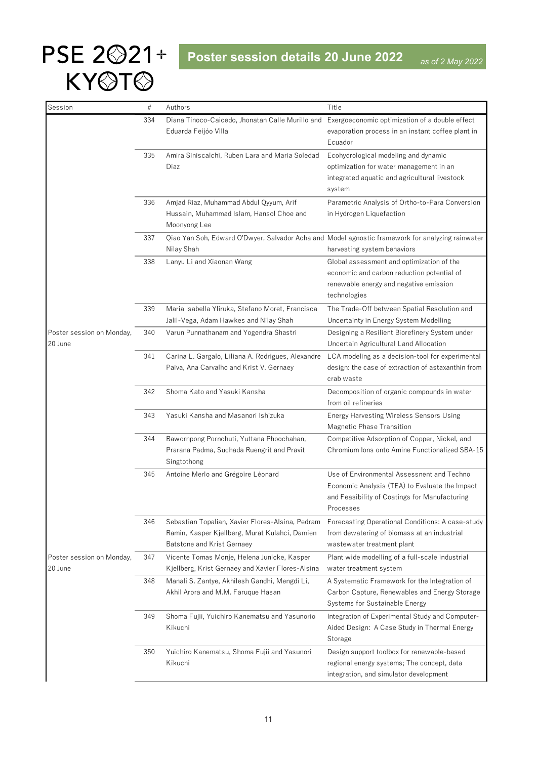# PSE 2021+ KYOTO

## Poster session details 20 June 2022

*as of 2 May 2022*

| Session | # | Authors | Title |
|---|---|---|---|
| | 334 | Diana Tinoco-Caicedo, Jhonatan Calle Murillo and Eduarda Feijóo Villa | Exergoeconomic optimization of a double effect evaporation process in an instant coffee plant in Ecuador |
| | 335 | Amira Siniscalchi, Ruben Lara and Maria Soledad Diaz | Ecohydrological modeling and dynamic optimization for water management in an integrated aquatic and agricultural livestock system |
| | 336 | Amjad Riaz, Muhammad Abdul Qyyum, Arif Hussain, Muhammad Islam, Hansol Choe and Moonyong Lee | Parametric Analysis of Ortho-to-Para Conversion in Hydrogen Liquefaction |
| | 337 | Qiao Yan Soh, Edward O'Dwyer, Salvador Acha and Nilay Shah | Model agnostic framework for analyzing rainwater harvesting system behaviors |
| | 338 | Lanyu Li and Xiaonan Wang | Global assessment and optimization of the economic and carbon reduction potential of renewable energy and negative emission technologies |
| | 339 | Maria Isabella Yliruka, Stefano Moret, Francisca Jalil-Vega, Adam Hawkes and Nilay Shah | The Trade-Off between Spatial Resolution and Uncertainty in Energy System Modelling |
| Poster session on Monday, 20 June | 340 | Varun Punnathanam and Yogendra Shastri | Designing a Resilient Biorefinery System under Uncertain Agricultural Land Allocation |
| | 341 | Carina L. Gargalo, Liliana A. Rodrigues, Alexandre Paiva, Ana Carvalho and Krist V. Gernaey | LCA modeling as a decision-tool for experimental design: the case of extraction of astaxanthin from crab waste |
| | 342 | Shoma Kato and Yasuki Kansha | Decomposition of organic compounds in water from oil refineries |
| | 343 | Yasuki Kansha and Masanori Ishizuka | Energy Harvesting Wireless Sensors Using Magnetic Phase Transition |
| | 344 | Bawornpong Pornchuti, Yuttana Phoochahan, Prarana Padma, Suchada Ruengrit and Pravit Singtothong | Competitive Adsorption of Copper, Nickel, and Chromium Ions onto Amine Functionalized SBA-15 |
| | 345 | Antoine Merlo and Grégoire Léonard | Use of Environmental Assessnent and Techno Economic Analysis (TEA) to Evaluate the Impact and Feasibility of Coatings for Manufacturing Processes |
| | 346 | Sebastian Topalian, Xavier Flores-Alsina, Pedram Ramin, Kasper Kjellberg, Murat Kulahci, Damien Batstone and Krist Gernaey | Forecasting Operational Conditions: A case-study from dewatering of biomass at an industrial wastewater treatment plant |
| Poster session on Monday, 20 June | 347 | Vicente Tomas Monje, Helena Junicke, Kasper Kjellberg, Krist Gernaey and Xavier Flores-Alsina | Plant wide modelling of a full-scale industrial water treatment system |
| | 348 | Manali S. Zantye, Akhilesh Gandhi, Mengdi Li, Akhil Arora and M.M. Faruque Hasan | A Systematic Framework for the Integration of Carbon Capture, Renewables and Energy Storage Systems for Sustainable Energy |
| | 349 | Shoma Fujii, Yuichiro Kanematsu and Yasunorio Kikuchi | Integration of Experimental Study and Computer-Aided Design: A Case Study in Thermal Energy Storage |
| | 350 | Yuichiro Kanematsu, Shoma Fujii and Yasunori Kikuchi | Design support toolbox for renewable-based regional energy systems; The concept, data integration, and simulator development |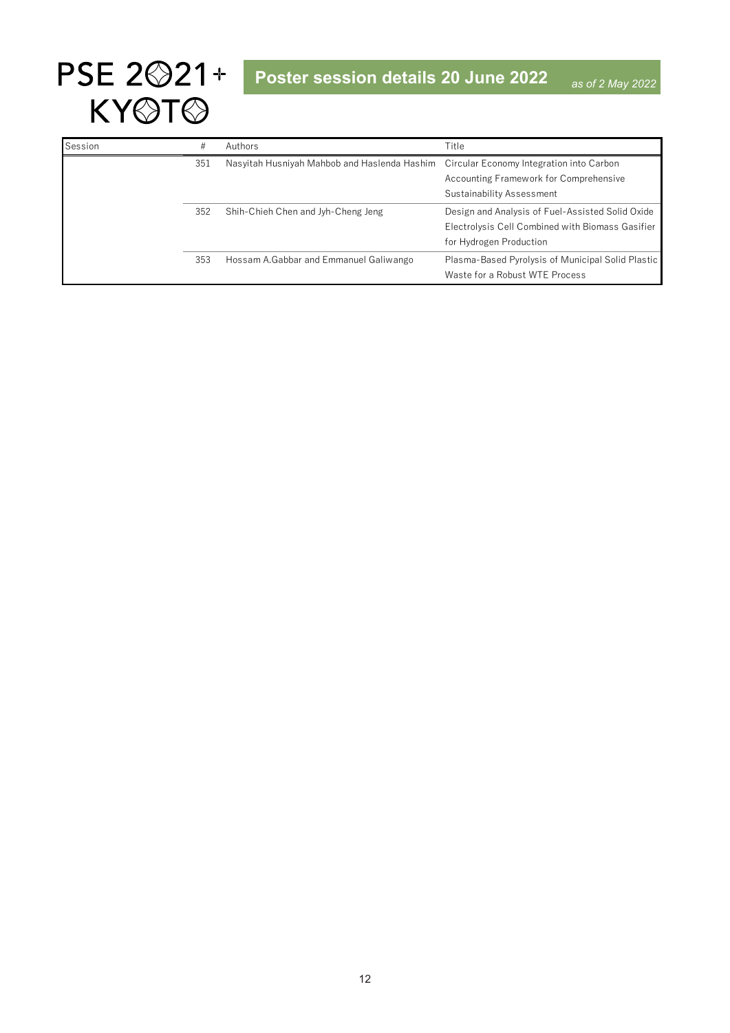# PSE 2021+ KYOTO

## Poster session details 20 June 2022

*as of 2 May 2022*

| Session | # | Authors | Title |
|---|---|---|---|
| | 351 | Nasyitah Husniyah Mahbob and Haslenda Hashim | Circular Economy Integration into Carbon Accounting Framework for Comprehensive Sustainability Assessment |
| | 352 | Shih-Chieh Chen and Jyh-Cheng Jeng | Design and Analysis of Fuel-Assisted Solid Oxide Electrolysis Cell Combined with Biomass Gasifier for Hydrogen Production |
| | 353 | Hossam A.Gabbar and Emmanuel Galiwango | Plasma-Based Pyrolysis of Municipal Solid Plastic Waste for a Robust WTE Process |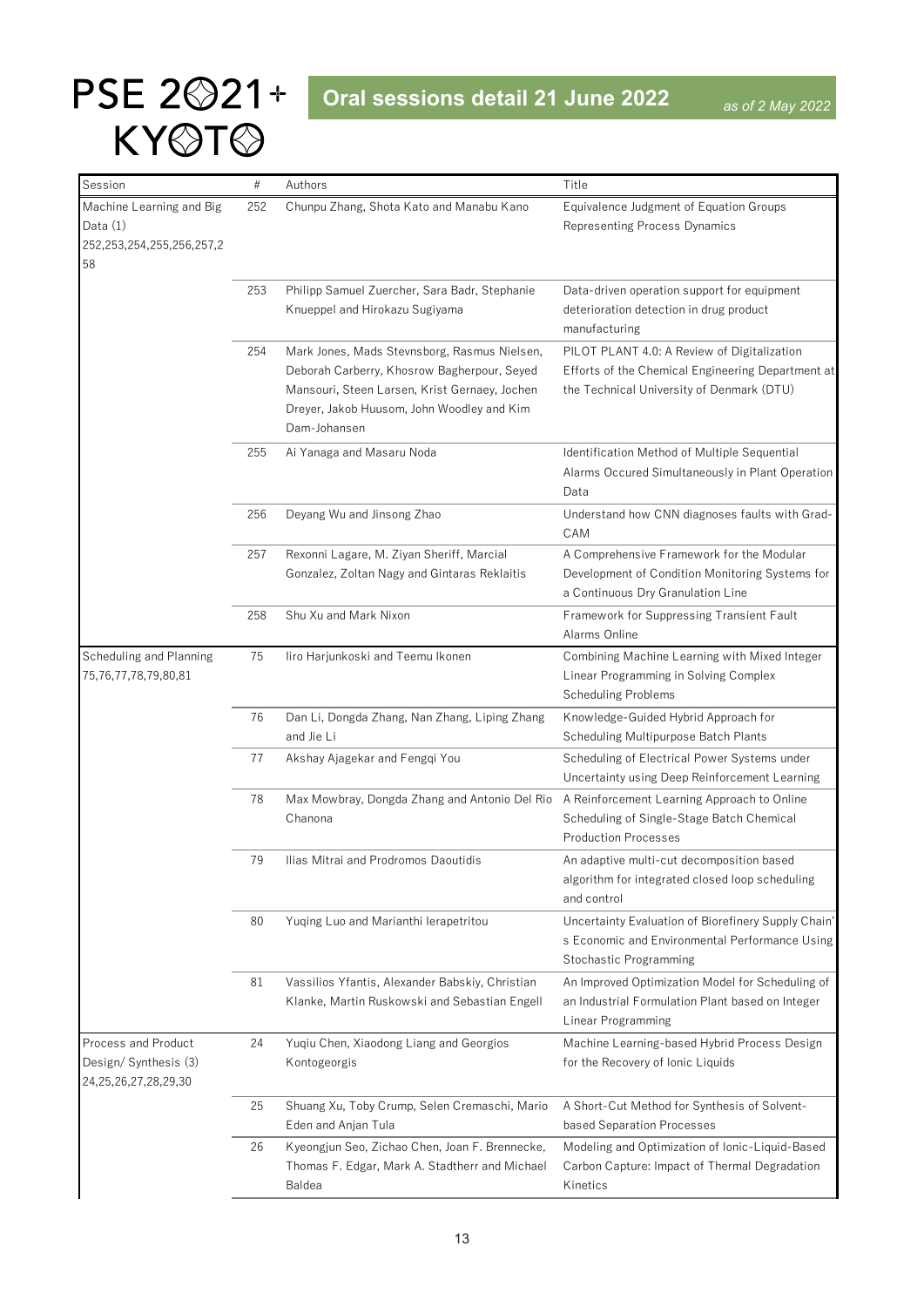# PSE 2021+ KYOTO

## Oral sessions detail 21 June 2022

*as of 2 May 2022*

| Session | # | Authors | Title |
|---|---|---|---|
| Machine Learning and Big Data (1) 252,253,254,255,256,257,258 | 252 | Chunpu Zhang, Shota Kato and Manabu Kano | Equivalence Judgment of Equation Groups Representing Process Dynamics |
| | 253 | Philipp Samuel Zuercher, Sara Badr, Stephanie Knueppel and Hirokazu Sugiyama | Data-driven operation support for equipment deterioration detection in drug product manufacturing |
| | 254 | Mark Jones, Mads Stevnsborg, Rasmus Nielsen, Deborah Carberry, Khosrow Bagherpour, Seyed Mansouri, Steen Larsen, Krist Gernaey, Jochen Dreyer, Jakob Huusom, John Woodley and Kim Dam-Johansen | PILOT PLANT 4.0: A Review of Digitalization Efforts of the Chemical Engineering Department at the Technical University of Denmark (DTU) |
| | 255 | Ai Yanaga and Masaru Noda | Identification Method of Multiple Sequential Alarms Occured Simultaneously in Plant Operation Data |
| | 256 | Deyang Wu and Jinsong Zhao | Understand how CNN diagnoses faults with Grad-CAM |
| | 257 | Rexonni Lagare, M. Ziyan Sheriff, Marcial Gonzalez, Zoltan Nagy and Gintaras Reklaitis | A Comprehensive Framework for the Modular Development of Condition Monitoring Systems for a Continuous Dry Granulation Line |
| | 258 | Shu Xu and Mark Nixon | Framework for Suppressing Transient Fault Alarms Online |
| Scheduling and Planning 75,76,77,78,79,80,81 | 75 | Iiro Harjunkoski and Teemu Ikonen | Combining Machine Learning with Mixed Integer Linear Programming in Solving Complex Scheduling Problems |
| | 76 | Dan Li, Dongda Zhang, Nan Zhang, Liping Zhang and Jie Li | Knowledge-Guided Hybrid Approach for Scheduling Multipurpose Batch Plants |
| | 77 | Akshay Ajagekar and Fengqi You | Scheduling of Electrical Power Systems under Uncertainty using Deep Reinforcement Learning |
| | 78 | Max Mowbray, Dongda Zhang and Antonio Del Rio Chanona | A Reinforcement Learning Approach to Online Scheduling of Single-Stage Batch Chemical Production Processes |
| | 79 | Ilias Mitrai and Prodromos Daoutidis | An adaptive multi-cut decomposition based algorithm for integrated closed loop scheduling and control |
| | 80 | Yuqing Luo and Marianthi Ierapetritou | Uncertainty Evaluation of Biorefinery Supply Chain's Economic and Environmental Performance Using Stochastic Programming |
| | 81 | Vassilios Yfantis, Alexander Babskiy, Christian Klanke, Martin Ruskowski and Sebastian Engell | An Improved Optimization Model for Scheduling of an Industrial Formulation Plant based on Integer Linear Programming |
| Process and Product Design/ Synthesis (3) 24,25,26,27,28,29,30 | 24 | Yuqiu Chen, Xiaodong Liang and Georgios Kontogeorgis | Machine Learning-based Hybrid Process Design for the Recovery of Ionic Liquids |
| | 25 | Shuang Xu, Toby Crump, Selen Cremaschi, Mario Eden and Anjan Tula | A Short-Cut Method for Synthesis of Solvent-based Separation Processes |
| | 26 | Kyeongjun Seo, Zichao Chen, Joan F. Brennecke, Thomas F. Edgar, Mark A. Stadtherr and Michael Baldea | Modeling and Optimization of Ionic-Liquid-Based Carbon Capture: Impact of Thermal Degradation Kinetics |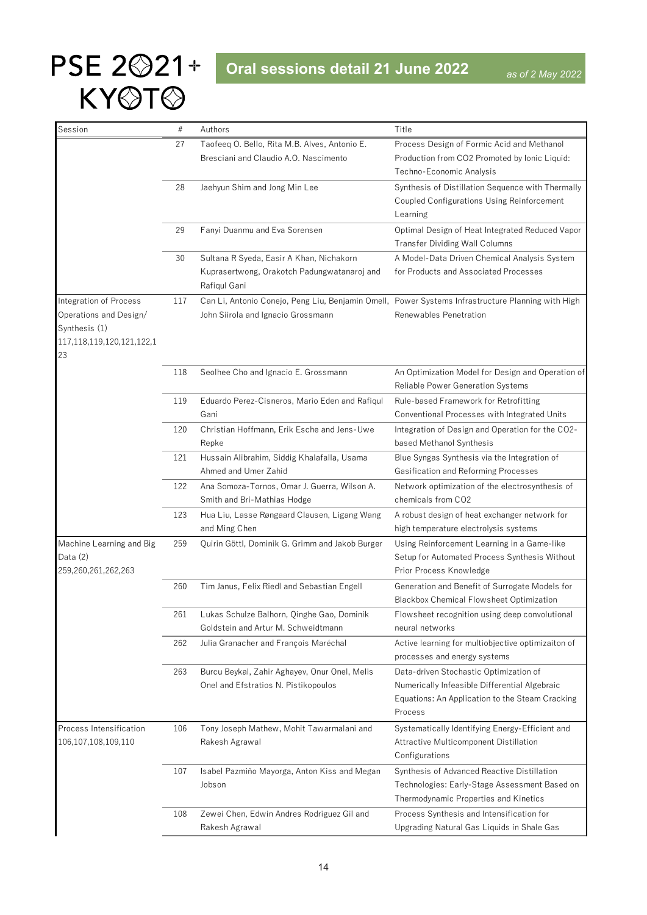# PSE 2021+ KYOTO

## Oral sessions detail 21 June 2022

*as of 2 May 2022*

| Session | # | Authors | Title |
|---|---|---|---|
| | 27 | Taofeeq O. Bello, Rita M.B. Alves, Antonio E. Bresciani and Claudio A.O. Nascimento | Process Design of Formic Acid and Methanol Production from CO2 Promoted by Ionic Liquid: Techno-Economic Analysis |
| | 28 | Jaehyun Shim and Jong Min Lee | Synthesis of Distillation Sequence with Thermally Coupled Configurations Using Reinforcement Learning |
| | 29 | Fanyi Duanmu and Eva Sorensen | Optimal Design of Heat Integrated Reduced Vapor Transfer Dividing Wall Columns |
| | 30 | Sultana R Syeda, Easir A Khan, Nichakorn Kuprasertwong, Orakotch Padungwatanaroj and Rafiqul Gani | A Model-Data Driven Chemical Analysis System for Products and Associated Processes |
| Integration of Process Operations and Design/ Synthesis (1) 117,118,119,120,121,122,123 | 117 | Can Li, Antonio Conejo, Peng Liu, Benjamin Omell, John Siirola and Ignacio Grossmann | Power Systems Infrastructure Planning with High Renewables Penetration |
| | 118 | Seolhee Cho and Ignacio E. Grossmann | An Optimization Model for Design and Operation of Reliable Power Generation Systems |
| | 119 | Eduardo Perez-Cisneros, Mario Eden and Rafiqul Gani | Rule-based Framework for Retrofitting Conventional Processes with Integrated Units |
| | 120 | Christian Hoffmann, Erik Esche and Jens-Uwe Repke | Integration of Design and Operation for the CO2-based Methanol Synthesis |
| | 121 | Hussain Alibrahim, Siddig Khalafalla, Usama Ahmed and Umer Zahid | Blue Syngas Synthesis via the Integration of Gasification and Reforming Processes |
| | 122 | Ana Somoza-Tornos, Omar J. Guerra, Wilson A. Smith and Bri-Mathias Hodge | Network optimization of the electrosynthesis of chemicals from CO2 |
| | 123 | Hua Liu, Lasse Røngaard Clausen, Ligang Wang and Ming Chen | A robust design of heat exchanger network for high temperature electrolysis systems |
| Machine Learning and Big Data (2) 259,260,261,262,263 | 259 | Quirin Göttl, Dominik G. Grimm and Jakob Burger | Using Reinforcement Learning in a Game-like Setup for Automated Process Synthesis Without Prior Process Knowledge |
| | 260 | Tim Janus, Felix Riedl and Sebastian Engell | Generation and Benefit of Surrogate Models for Blackbox Chemical Flowsheet Optimization |
| | 261 | Lukas Schulze Balhorn, Qinghe Gao, Dominik Goldstein and Artur M. Schweidtmann | Flowsheet recognition using deep convolutional neural networks |
| | 262 | Julia Granacher and François Maréchal | Active learning for multiobjective optimizaiton of processes and energy systems |
| | 263 | Burcu Beykal, Zahir Aghayev, Onur Onel, Melis Onel and Efstratios N. Pistikopoulos | Data-driven Stochastic Optimization of Numerically Infeasible Differential Algebraic Equations: An Application to the Steam Cracking Process |
| Process Intensification 106,107,108,109,110 | 106 | Tony Joseph Mathew, Mohit Tawarmalani and Rakesh Agrawal | Systematically Identifying Energy-Efficient and Attractive Multicomponent Distillation Configurations |
| | 107 | Isabel Pazmiño Mayorga, Anton Kiss and Megan Jobson | Synthesis of Advanced Reactive Distillation Technologies: Early-Stage Assessment Based on Thermodynamic Properties and Kinetics |
| | 108 | Zewei Chen, Edwin Andres Rodriguez Gil and Rakesh Agrawal | Process Synthesis and Intensification for Upgrading Natural Gas Liquids in Shale Gas |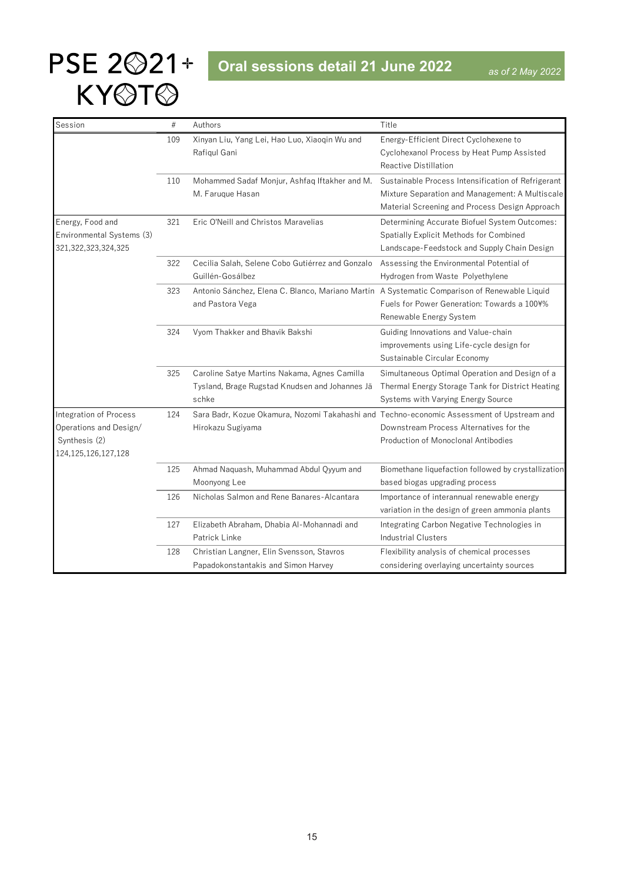# PSE 2021+ KYOTO

## Oral sessions detail 21 June 2022

*as of 2 May 2022*

| Session | # | Authors | Title |
|---|---|---|---|
| | 109 | Xinyan Liu, Yang Lei, Hao Luo, Xiaoqin Wu and Rafiqul Gani | Energy-Efficient Direct Cyclohexene to Cyclohexanol Process by Heat Pump Assisted Reactive Distillation |
| | 110 | Mohammed Sadaf Monjur, Ashfaq Iftakher and M. M. Faruque Hasan | Sustainable Process Intensification of Refrigerant Mixture Separation and Management: A Multiscale Material Screening and Process Design Approach |
| Energy, Food and Environmental Systems (3) 321,322,323,324,325 | 321 | Eric O'Neill and Christos Maravelias | Determining Accurate Biofuel System Outcomes: Spatially Explicit Methods for Combined Landscape-Feedstock and Supply Chain Design |
| | 322 | Cecilia Salah, Selene Cobo Gutiérrez and Gonzalo Guillén-Gosálbez | Assessing the Environmental Potential of Hydrogen from Waste Polyethylene |
| | 323 | Antonio Sánchez, Elena C. Blanco, Mariano Martin and Pastora Vega | A Systematic Comparison of Renewable Liquid Fuels for Power Generation: Towards a 100¥% Renewable Energy System |
| | 324 | Vyom Thakker and Bhavik Bakshi | Guiding Innovations and Value-chain improvements using Life-cycle design for Sustainable Circular Economy |
| | 325 | Caroline Satye Martins Nakama, Agnes Camilla Tysland, Brage Rugstad Knudsen and Johannes Jäschke | Simultaneous Optimal Operation and Design of a Thermal Energy Storage Tank for District Heating Systems with Varying Energy Source |
| Integration of Process Operations and Design/ Synthesis (2) 124,125,126,127,128 | 124 | Sara Badr, Kozue Okamura, Nozomi Takahashi and Hirokazu Sugiyama | Techno-economic Assessment of Upstream and Downstream Process Alternatives for the Production of Monoclonal Antibodies |
| | 125 | Ahmad Naquash, Muhammad Abdul Qyyum and Moonyong Lee | Biomethane liquefaction followed by crystallization based biogas upgrading process |
| | 126 | Nicholas Salmon and Rene Banares-Alcantara | Importance of interannual renewable energy variation in the design of green ammonia plants |
| | 127 | Elizabeth Abraham, Dhabia Al-Mohannadi and Patrick Linke | Integrating Carbon Negative Technologies in Industrial Clusters |
| | 128 | Christian Langner, Elin Svensson, Stavros Papadokonstantakis and Simon Harvey | Flexibility analysis of chemical processes considering overlaying uncertainty sources |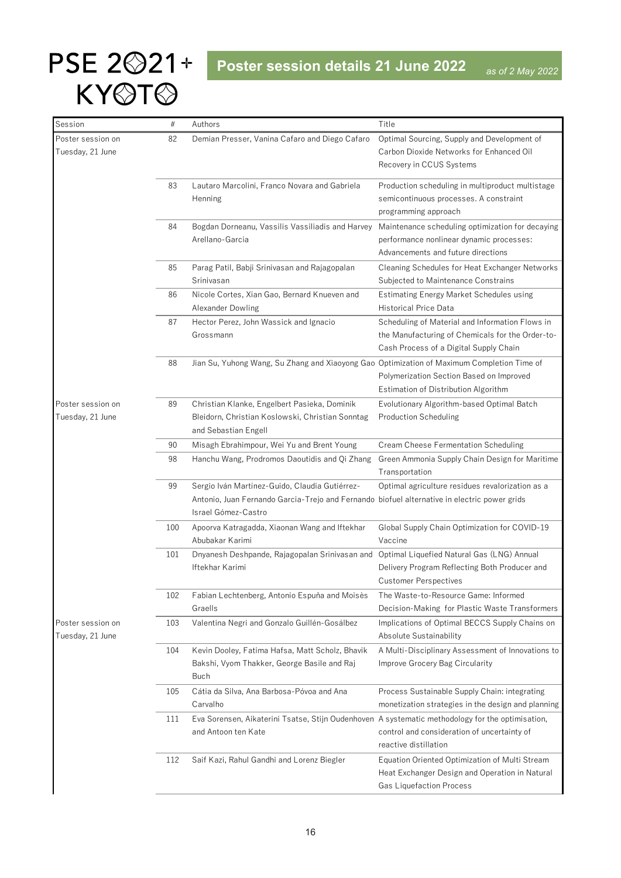# PSE 2021+ KYOTO

## Poster session details 21 June 2022

*as of 2 May 2022*

| Session | # | Authors | Title |
|---|---|---|---|
| Poster session on Tuesday, 21 June | 82 | Demian Presser, Vanina Cafaro and Diego Cafaro | Optimal Sourcing, Supply and Development of Carbon Dioxide Networks for Enhanced Oil Recovery in CCUS Systems |
| | 83 | Lautaro Marcolini, Franco Novara and Gabriela Henning | Production scheduling in multiproduct multistage semicontinuous processes. A constraint programming approach |
| | 84 | Bogdan Dorneanu, Vassilis Vassiliadis and Harvey Arellano-Garcia | Maintenance scheduling optimization for decaying performance nonlinear dynamic processes: Advancements and future directions |
| | 85 | Parag Patil, Babji Srinivasan and Rajagopalan Srinivasan | Cleaning Schedules for Heat Exchanger Networks Subjected to Maintenance Constrains |
| | 86 | Nicole Cortes, Xian Gao, Bernard Knueven and Alexander Dowling | Estimating Energy Market Schedules using Historical Price Data |
| | 87 | Hector Perez, John Wassick and Ignacio Grossmann | Scheduling of Material and Information Flows in the Manufacturing of Chemicals for the Order-to-Cash Process of a Digital Supply Chain |
| | 88 | Jian Su, Yuhong Wang, Su Zhang and Xiaoyong Gao | Optimization of Maximum Completion Time of Polymerization Section Based on Improved Estimation of Distribution Algorithm |
| Poster session on Tuesday, 21 June | 89 | Christian Klanke, Engelbert Pasieka, Dominik Bleidorn, Christian Koslowski, Christian Sonntag and Sebastian Engell | Evolutionary Algorithm-based Optimal Batch Production Scheduling |
| | 90 | Misagh Ebrahimpour, Wei Yu and Brent Young | Cream Cheese Fermentation Scheduling |
| | 98 | Hanchu Wang, Prodromos Daoutidis and Qi Zhang | Green Ammonia Supply Chain Design for Maritime Transportation |
| | 99 | Sergio Iván Martínez-Guido, Claudia Gutiérrez-Antonio, Juan Fernando Garcia-Trejo and Fernando Israel Gómez-Castro | Optimal agriculture residues revalorization as a biofuel alternative in electric power grids |
| | 100 | Apoorva Katragadda, Xiaonan Wang and Iftekhar Abubakar Karimi | Global Supply Chain Optimization for COVID-19 Vaccine |
| | 101 | Dnyanesh Deshpande, Rajagopalan Srinivasan and Iftekhar Karimi | Optimal Liquefied Natural Gas (LNG) Annual Delivery Program Reflecting Both Producer and Customer Perspectives |
| | 102 | Fabian Lechtenberg, Antonio Espuña and Moisès Graells | The Waste-to-Resource Game: Informed Decision-Making for Plastic Waste Transformers |
| Poster session on Tuesday, 21 June | 103 | Valentina Negri and Gonzalo Guillén-Gosálbez | Implications of Optimal BECCS Supply Chains on Absolute Sustainability |
| | 104 | Kevin Dooley, Fatima Hafsa, Matt Scholz, Bhavik Bakshi, Vyom Thakker, George Basile and Raj Buch | A Multi-Disciplinary Assessment of Innovations to Improve Grocery Bag Circularity |
| | 105 | Cátia da Silva, Ana Barbosa-Póvoa and Ana Carvalho | Process Sustainable Supply Chain: integrating monetization strategies in the design and planning |
| | 111 | Eva Sorensen, Aikaterini Tsatse, Stijn Oudenhoven and Antoon ten Kate | A systematic methodology for the optimisation, control and consideration of uncertainty of reactive distillation |
| | 112 | Saif Kazi, Rahul Gandhi and Lorenz Biegler | Equation Oriented Optimization of Multi Stream Heat Exchanger Design and Operation in Natural Gas Liquefaction Process |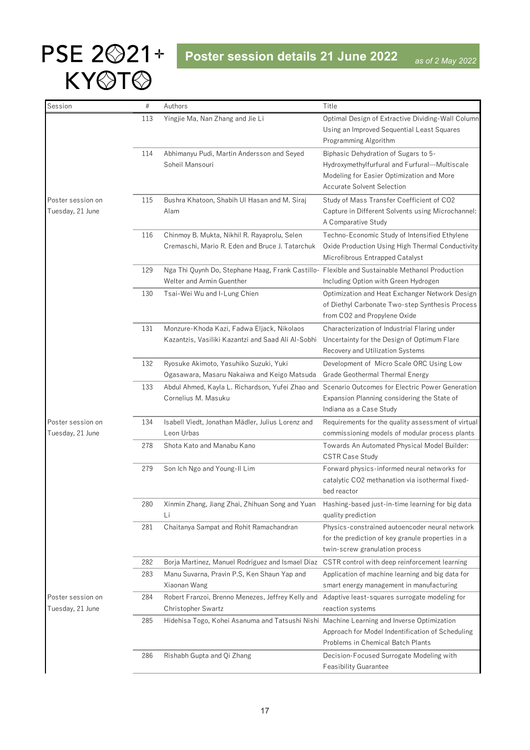# PSE 2021+ KYOTO

## Poster session details 21 June 2022

*as of 2 May 2022*

| Session | # | Authors | Title |
|---|---|---|---|
| | 113 | Yingjie Ma, Nan Zhang and Jie Li | Optimal Design of Extractive Dividing-Wall Column Using an Improved Sequential Least Squares Programming Algorithm |
| | 114 | Abhimanyu Pudi, Martin Andersson and Seyed Soheil Mansouri | Biphasic Dehydration of Sugars to 5-Hydroxymethylfurfural and Furfural—Multiscale Modeling for Easier Optimization and More Accurate Solvent Selection |
| Poster session on Tuesday, 21 June | 115 | Bushra Khatoon, Shabih Ul Hasan and M. Siraj Alam | Study of Mass Transfer Coefficient of $CO_2$ Capture in Different Solvents using Microchannel: A Comparative Study |
| | 116 | Chinmoy B. Mukta, Nikhil R. Rayaprolu, Selen Cremaschi, Mario R. Eden and Bruce J. Tatarchuk | Techno-Economic Study of Intensified Ethylene Oxide Production Using High Thermal Conductivity Microfibrous Entrapped Catalyst |
| | 129 | Nga Thi Quynh Do, Stephane Haag, Frank Castillo-Welter and Armin Guenther | Flexible and Sustainable Methanol Production Including Option with Green Hydrogen |
| | 130 | Tsai-Wei Wu and I-Lung Chien | Optimization and Heat Exchanger Network Design of Diethyl Carbonate Two-step Synthesis Process from $CO_2$ and Propylene Oxide |
| | 131 | Monzure-Khoda Kazi, Fadwa Eljack, Nikolaos Kazantzis, Vasiliki Kazantzi and Saad Ali Al-Sobhi | Characterization of Industrial Flaring under Uncertainty for the Design of Optimum Flare Recovery and Utilization Systems |
| | 132 | Ryosuke Akimoto, Yasuhiko Suzuki, Yuki Ogasawara, Masaru Nakaiwa and Keigo Matsuda | Development of Micro Scale ORC Using Low Grade Geothermal Thermal Energy |
| | 133 | Abdul Ahmed, Kayla L. Richardson, Yufei Zhao and Cornelius M. Masuku | Scenario Outcomes for Electric Power Generation Expansion Planning considering the State of Indiana as a Case Study |
| Poster session on Tuesday, 21 June | 134 | Isabell Viedt, Jonathan Mädler, Julius Lorenz and Leon Urbas | Requirements for the quality assessment of virtual commissioning models of modular process plants |
| | 278 | Shota Kato and Manabu Kano | Towards An Automated Physical Model Builder: CSTR Case Study |
| | 279 | Son Ich Ngo and Young-Il Lim | Forward physics-informed neural networks for catalytic $CO_2$ methanation via isothermal fixed-bed reactor |
| | 280 | Xinmin Zhang, Jiang Zhai, Zhihuan Song and Yuan Li | Hashing-based just-in-time learning for big data quality prediction |
| | 281 | Chaitanya Sampat and Rohit Ramachandran | Physics-constrained autoencoder neural network for the prediction of key granule properties in a twin-screw granulation process |
| | 282 | Borja Martinez, Manuel Rodriguez and Ismael Diaz | CSTR control with deep reinforcement learning |
| | 283 | Manu Suvarna, Pravin P.S, Ken Shaun Yap and Xiaonan Wang | Application of machine learning and big data for smart energy management in manufacturing |
| Poster session on Tuesday, 21 June | 284 | Robert Franzoi, Brenno Menezes, Jeffrey Kelly and Christopher Swartz | Adaptive least-squares surrogate modeling for reaction systems |
| | 285 | Hidehisa Togo, Kohei Asanuma and Tatsushi Nishi | Machine Learning and Inverse Optimization Approach for Model Indentification of Scheduling Problems in Chemical Batch Plants |
| | 286 | Rishabh Gupta and Qi Zhang | Decision-Focused Surrogate Modeling with Feasibility Guarantee |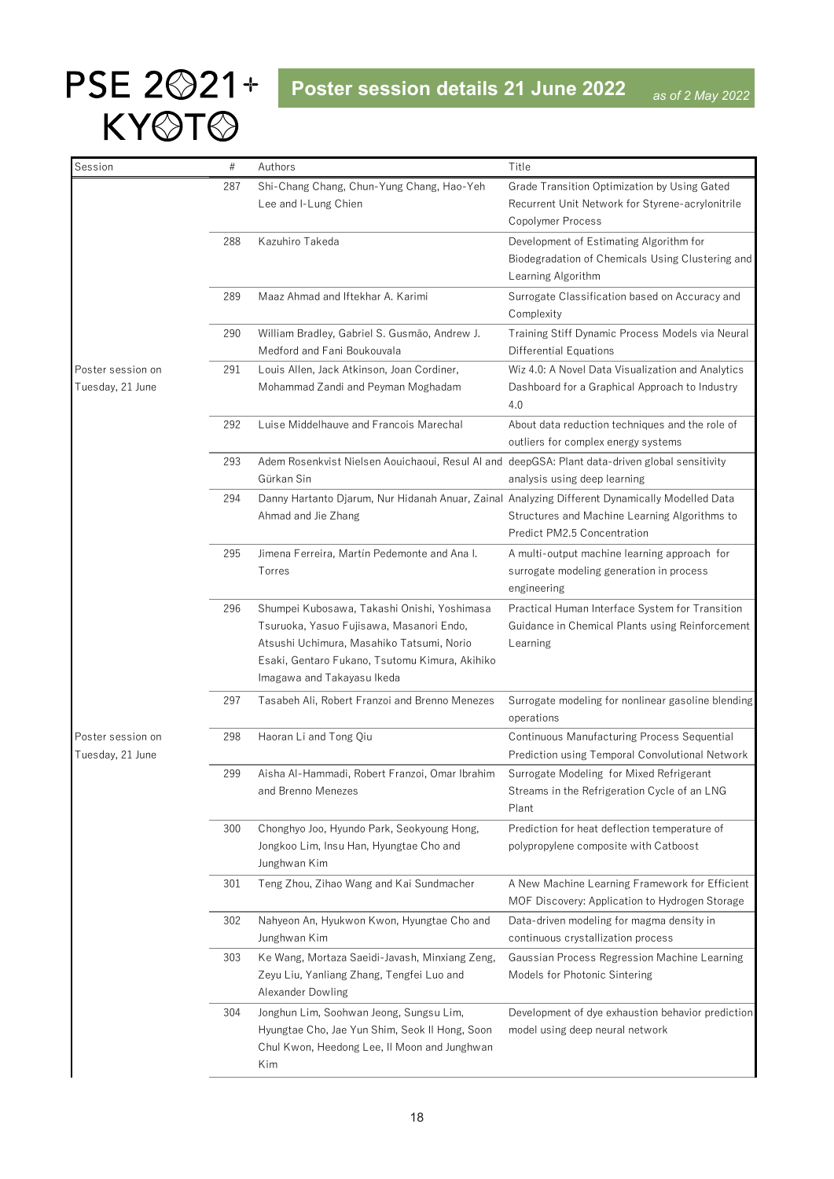# PSE 2021+ KYOTO

## Poster session details 21 June 2022

*as of 2 May 2022*

| Session | # | Authors | Title |
|---|---|---|---|
| | 287 | Shi-Chang Chang, Chun-Yung Chang, Hao-Yeh Lee and I-Lung Chien | Grade Transition Optimization by Using Gated Recurrent Unit Network for Styrene-acrylonitrile Copolymer Process |
| | 288 | Kazuhiro Takeda | Development of Estimating Algorithm for Biodegradation of Chemicals Using Clustering and Learning Algorithm |
| | 289 | Maaz Ahmad and Iftekhar A. Karimi | Surrogate Classification based on Accuracy and Complexity |
| | 290 | William Bradley, Gabriel S. Gusmão, Andrew J. Medford and Fani Boukouvala | Training Stiff Dynamic Process Models via Neural Differential Equations |
| Poster session on Tuesday, 21 June | 291 | Louis Allen, Jack Atkinson, Joan Cordiner, Mohammad Zandi and Peyman Moghadam | Wiz 4.0: A Novel Data Visualization and Analytics Dashboard for a Graphical Approach to Industry 4.0 |
| | 292 | Luise Middelhauve and Francois Marechal | About data reduction techniques and the role of outliers for complex energy systems |
| | 293 | Adem Rosenkvist Nielsen Aouichaoui, Resul Al and Gürkan Sin | deepGSA: Plant data-driven global sensitivity analysis using deep learning |
| | 294 | Danny Hartanto Djarum, Nur Hidanah Anuar, Zainal Ahmad and Jie Zhang | Analyzing Different Dynamically Modelled Data Structures and Machine Learning Algorithms to Predict PM2.5 Concentration |
| | 295 | Jimena Ferreira, Martín Pedemonte and Ana I. Torres | A multi-output machine learning approach for surrogate modeling generation in process engineering |
| | 296 | Shumpei Kubosawa, Takashi Onishi, Yoshimasa Tsuruoka, Yasuo Fujisawa, Masanori Endo, Atsushi Uchimura, Masahiko Tatsumi, Norio Esaki, Gentaro Fukano, Tsutomu Kimura, Akihiko Imagawa and Takayasu Ikeda | Practical Human Interface System for Transition Guidance in Chemical Plants using Reinforcement Learning |
| | 297 | Tasabeh Ali, Robert Franzoi and Brenno Menezes | Surrogate modeling for nonlinear gasoline blending operations |
| Poster session on Tuesday, 21 June | 298 | Haoran Li and Tong Qiu | Continuous Manufacturing Process Sequential Prediction using Temporal Convolutional Network |
| | 299 | Aisha Al-Hammadi, Robert Franzoi, Omar Ibrahim and Brenno Menezes | Surrogate Modeling for Mixed Refrigerant Streams in the Refrigeration Cycle of an LNG Plant |
| | 300 | Chonghyo Joo, Hyundo Park, Seokyoung Hong, Jongkoo Lim, Insu Han, Hyungtae Cho and Junghwan Kim | Prediction for heat deflection temperature of polypropylene composite with Catboost |
| | 301 | Teng Zhou, Zihao Wang and Kai Sundmacher | A New Machine Learning Framework for Efficient MOF Discovery: Application to Hydrogen Storage |
| | 302 | Nahyeon An, Hyukwon Kwon, Hyungtae Cho and Junghwan Kim | Data-driven modeling for magma density in continuous crystallization process |
| | 303 | Ke Wang, Mortaza Saeidi-Javash, Minxiang Zeng, Zeyu Liu, Yanliang Zhang, Tengfei Luo and Alexander Dowling | Gaussian Process Regression Machine Learning Models for Photonic Sintering |
| | 304 | Jonghun Lim, Soohwan Jeong, Sungsu Lim, Hyungtae Cho, Jae Yun Shim, Seok Il Hong, Soon Chul Kwon, Heedong Lee, Il Moon and Junghwan Kim | Development of dye exhaustion behavior prediction model using deep neural network |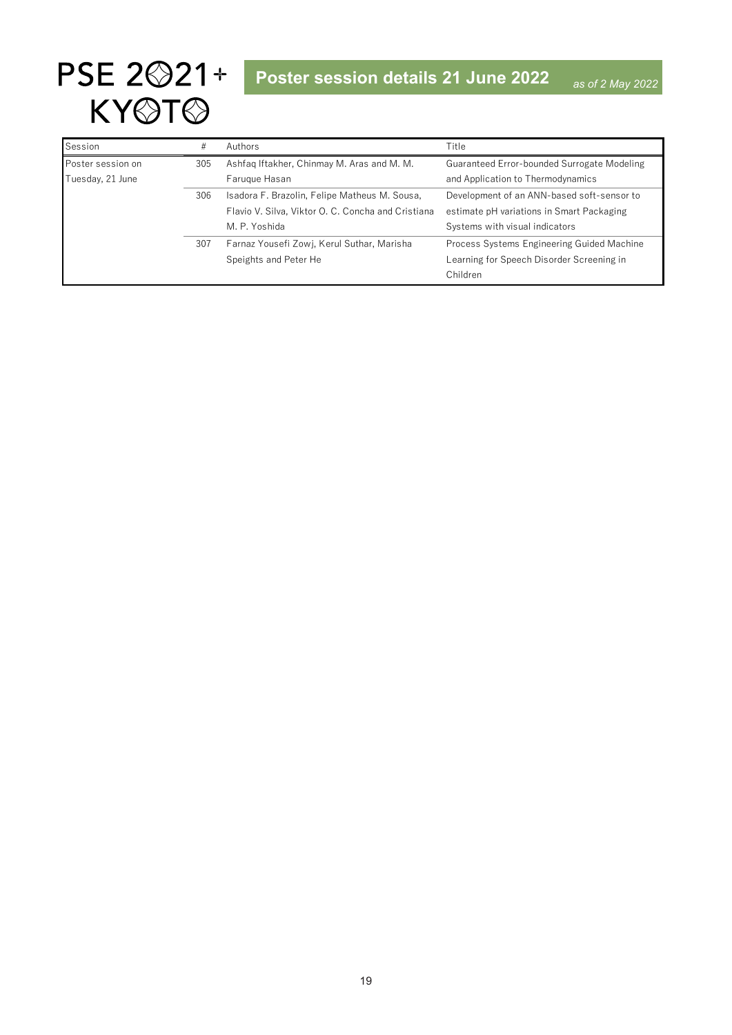PSE 2021+ KYOTO

## Poster session details 21 June 2022

*as of 2 May 2022*

| Session | # | Authors | Title |
|---|---|---|---|
| Poster session on Tuesday, 21 June | 305 | Ashfaq Iftakher, Chinmay M. Aras and M. M. Faruque Hasan | Guaranteed Error-bounded Surrogate Modeling and Application to Thermodynamics |
| | 306 | Isadora F. Brazolin, Felipe Matheus M. Sousa, Flavio V. Silva, Viktor O. C. Concha and Cristiana M. P. Yoshida | Development of an ANN-based soft-sensor to estimate pH variations in Smart Packaging Systems with visual indicators |
| | 307 | Farnaz Yousefi Zowj, Kerul Suthar, Marisha Speights and Peter He | Process Systems Engineering Guided Machine Learning for Speech Disorder Screening in Children |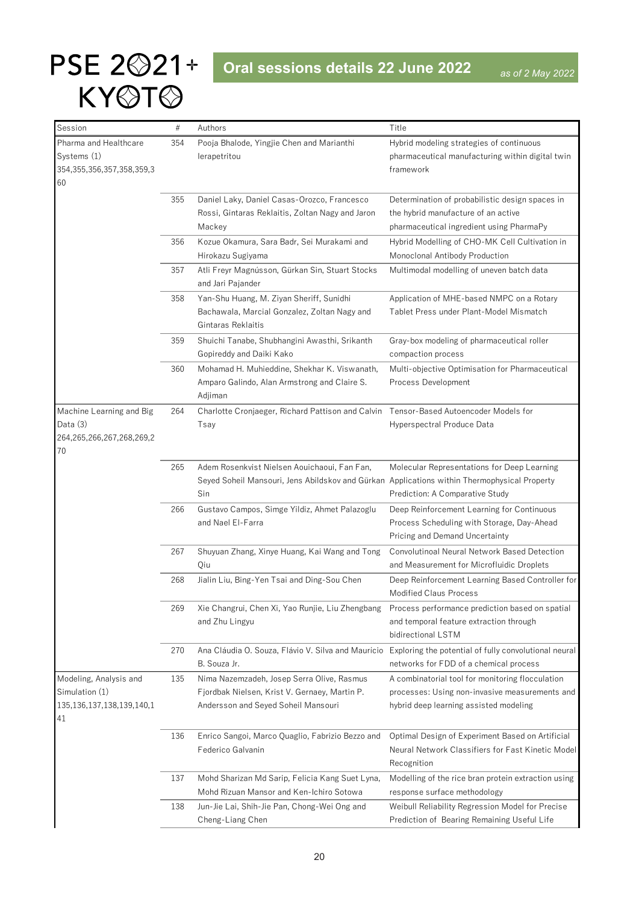# PSE 2021+ KYOTO

## Oral sessions details 22 June 2022

*as of 2 May 2022*

| Session | # | Authors | Title |
|---|---|---|---|
| Pharma and Healthcare Systems (1) 354,355,356,357,358,359,360 | 354 | Pooja Bhalode, Yingjie Chen and Marianthi Ierapetritou | Hybrid modeling strategies of continuous pharmaceutical manufacturing within digital twin framework |
| | 355 | Daniel Laky, Daniel Casas-Orozco, Francesco Rossi, Gintaras Reklaitis, Zoltan Nagy and Jaron Mackey | Determination of probabilistic design spaces in the hybrid manufacture of an active pharmaceutical ingredient using PharmaPy |
| | 356 | Kozue Okamura, Sara Badr, Sei Murakami and Hirokazu Sugiyama | Hybrid Modelling of CHO-MK Cell Cultivation in Monoclonal Antibody Production |
| | 357 | Atli Freyr Magnússon, Gürkan Sin, Stuart Stocks and Jari Pajander | Multimodal modelling of uneven batch data |
| | 358 | Yan-Shu Huang, M. Ziyan Sheriff, Sunidhi Bachawala, Marcial Gonzalez, Zoltan Nagy and Gintaras Reklaitis | Application of MHE-based NMPC on a Rotary Tablet Press under Plant-Model Mismatch |
| | 359 | Shuichi Tanabe, Shubhangini Awasthi, Srikanth Gopireddy and Daiki Kako | Gray-box modeling of pharmaceutical roller compaction process |
| | 360 | Mohamad H. Muhieddine, Shekhar K. Viswanath, Amparo Galindo, Alan Armstrong and Claire S. Adjiman | Multi-objective Optimisation for Pharmaceutical Process Development |
| Machine Learning and Big Data (3) 264,265,266,267,268,269,270 | 264 | Charlotte Cronjaeger, Richard Pattison and Calvin Tsay | Tensor-Based Autoencoder Models for Hyperspectral Produce Data |
| | 265 | Adem Rosenkvist Nielsen Aouichaoui, Fan Fan, Seyed Soheil Mansouri, Jens Abildskov and Gürkan Sin | Molecular Representations for Deep Learning Applications within Thermophysical Property Prediction: A Comparative Study |
| | 266 | Gustavo Campos, Simge Yildiz, Ahmet Palazoglu and Nael El-Farra | Deep Reinforcement Learning for Continuous Process Scheduling with Storage, Day-Ahead Pricing and Demand Uncertainty |
| | 267 | Shuyuan Zhang, Xinye Huang, Kai Wang and Tong Qiu | Convolutinoal Neural Network Based Detection and Measurement for Microfluidic Droplets |
| | 268 | Jialin Liu, Bing-Yen Tsai and Ding-Sou Chen | Deep Reinforcement Learning Based Controller for Modified Claus Process |
| | 269 | Xie Changrui, Chen Xi, Yao Runjie, Liu Zhengbang and Zhu Lingyu | Process performance prediction based on spatial and temporal feature extraction through bidirectional LSTM |
| | 270 | Ana Cláudia O. Souza, Flávio V. Silva and Mauricio B. Souza Jr. | Exploring the potential of fully convolutional neural networks for FDD of a chemical process |
| Modeling, Analysis and Simulation (1) 135,136,137,138,139,140,141 | 135 | Nima Nazemzadeh, Josep Serra Olive, Rasmus Fjordbak Nielsen, Krist V. Gernaey, Martin P. Andersson and Seyed Soheil Mansouri | A combinatorial tool for monitoring flocculation processes: Using non-invasive measurements and hybrid deep learning assisted modeling |
| | 136 | Enrico Sangoi, Marco Quaglio, Fabrizio Bezzo and Federico Galvanin | Optimal Design of Experiment Based on Artificial Neural Network Classifiers for Fast Kinetic Model Recognition |
| | 137 | Mohd Sharizan Md Sarip, Felicia Kang Suet Lyna, Mohd Rizuan Mansor and Ken-Ichiro Sotowa | Modelling of the rice bran protein extraction using response surface methodology |
| | 138 | Jun-Jie Lai, Shih-Jie Pan, Chong-Wei Ong and Cheng-Liang Chen | Weibull Reliability Regression Model for Precise Prediction of Bearing Remaining Useful Life |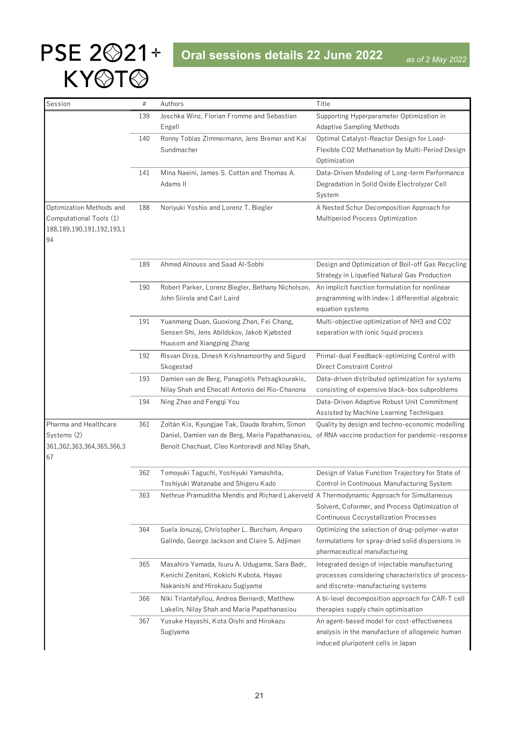PSE 2021+ KYOTO

## Oral sessions details 22 June 2022

*as of 2 May 2022*

| Session | # | Authors | Title |
|---|---|---|---|
| | 139 | Joschka Winz, Florian Fromme and Sebastian Engell | Supporting Hyperparameter Optimization in Adaptive Sampling Methods |
| | 140 | Ronny Tobias Zimmermann, Jens Bremer and Kai Sundmacher | Optimal Catalyst-Reactor Design for Load-Flexible CO2 Methanation by Multi-Period Design Optimization |
| | 141 | Mina Naeini, James S. Cotton and Thomas A. Adams II | Data-Driven Modeling of Long-term Performance Degradation in Solid Oxide Electrolyzer Cell System |
| Optimization Methods and Computational Tools (1) 188,189,190,191,192,193,194 | 188 | Noriyuki Yoshio and Lorenz T. Biegler | A Nested Schur Decomposition Approach for Multiperiod Process Optimization |
| | 189 | Ahmed Alnouss and Saad Al-Sobhi | Design and Optimization of Boil-off Gas Recycling Strategy in Liquefied Natural Gas Production |
| | 190 | Robert Parker, Lorenz Biegler, Bethany Nicholson, John Siirola and Carl Laird | An implicit function formulation for nonlinear programming with index-1 differential algebraic equation systems |
| | 191 | Yuanmeng Duan, Guoxiong Zhan, Fei Chang, Sensen Shi, Jens Abildskov, Jakob Kjøbsted Huusom and Xiangping Zhang | Multi-objective optimization of NH3 and CO2 separation with ionic liquid process |
| | 192 | Risvan Dirza, Dinesh Krishnamoorthy and Sigurd Skogestad | Primal-dual Feedback-optimizing Control with Direct Constraint Control |
| | 193 | Damien van de Berg, Panagiotis Petsagkourakis, Nilay Shah and Ehecatl Antonio del Rio-Chanona | Data-driven distributed optimization for systems consisting of expensive black-box subproblems |
| | 194 | Ning Zhao and Fengqi You | Data-Driven Adaptive Robust Unit Commitment Assisted by Machine Learning Techniques |
| Pharma and Healthcare Systems (2) 361,362,363,364,365,366,367 | 361 | Zoltán Kis, Kyungjae Tak, Dauda Ibrahim, Simon Daniel, Damien van de Berg, Maria Papathanasiou, Benoît Chachuat, Cleo Kontoravdi and Nilay Shah, | Quality by design and techno-economic modelling of RNA vaccine production for pandemic-response |
| | 362 | Tomoyuki Taguchi, Yoshiyuki Yamashita, Toshiyuki Watanabe and Shigeru Kado | Design of Value Function Trajectory for State of Control in Continuous Manufacturing System |
| | 363 | Nethrue Pramuditha Mendis and Richard Lakerveld | A Thermodynamic Approach for Simultaneous Solvent, Coformer, and Process Optimization of Continuous Cocrystallization Processes |
| | 364 | Suela Jonuzaj, Christopher L. Burcham, Amparo Galindo, George Jackson and Claire S. Adjiman | Optimizing the selection of drug-polymer-water formulations for spray-dried solid dispersions in pharmaceutical manufacturing |
| | 365 | Masahiro Yamada, Isuru A. Udugama, Sara Badr, Kenichi Zenitani, Kokichi Kubota, Hayao Nakanishi and Hirokazu Sugiyama | Integrated design of injectable manufacturing processes considering characteristics of process- and discrete-manufacturing systems |
| | 366 | Niki Triantafyllou, Andrea Bernardi, Matthew Lakelin, Nilay Shah and Maria Papathanasiou | A bi-level decomposition approach for CAR-T cell therapies supply chain optimisation |
| | 367 | Yusuke Hayashi, Kota Oishi and Hirokazu Sugiyama | An agent-based model for cost-effectiveness analysis in the manufacture of allogeneic human induced pluripotent cells in Japan |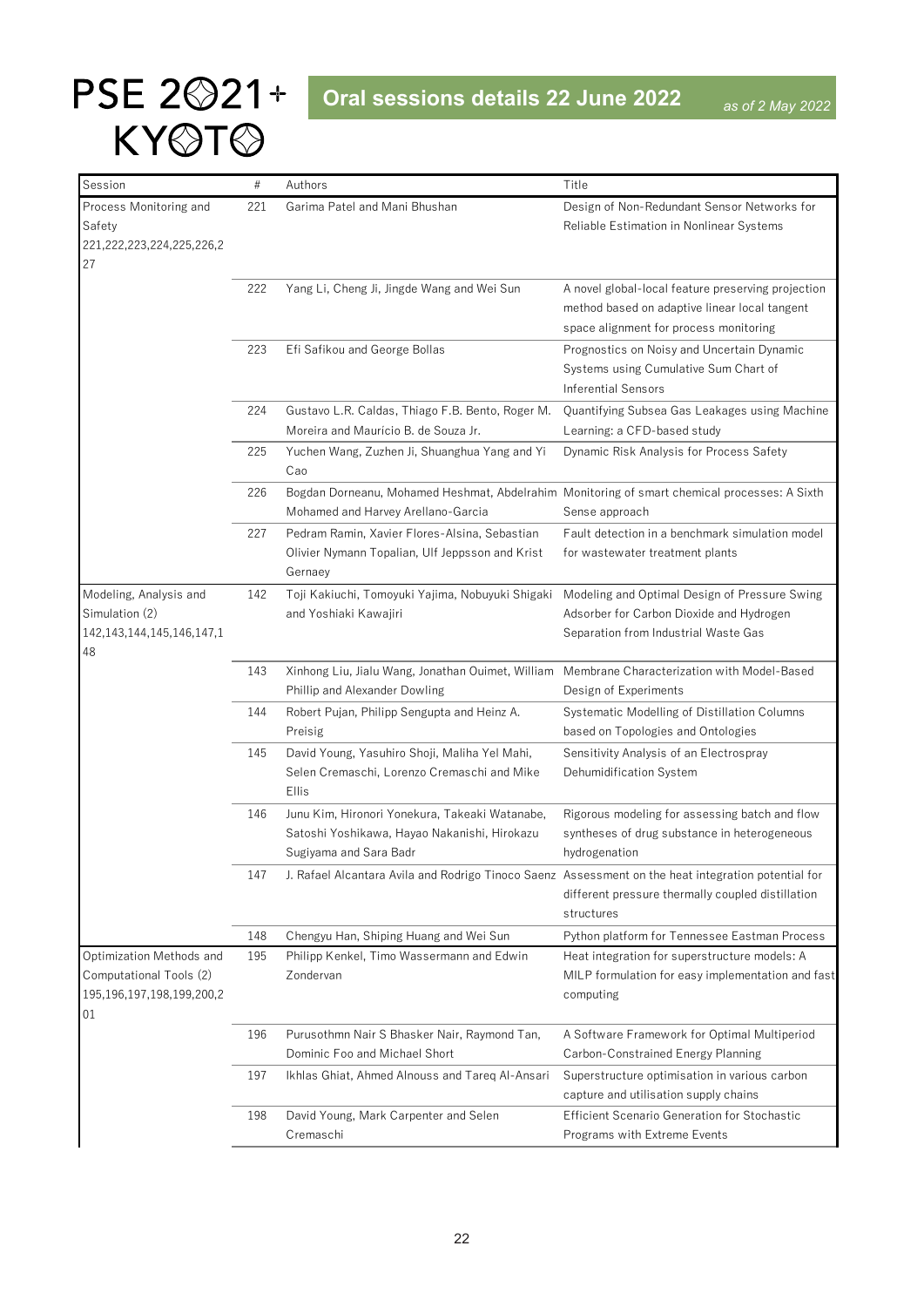# PSE 2021+ KYOTO

## Oral sessions details 22 June 2022

*as of 2 May 2022*

| Session | # | Authors | Title |
|---|---|---|---|
| Process Monitoring and Safety 221,222,223,224,225,226,227 | 221 | Garima Patel and Mani Bhushan | Design of Non-Redundant Sensor Networks for Reliable Estimation in Nonlinear Systems |
| | 222 | Yang Li, Cheng Ji, Jingde Wang and Wei Sun | A novel global-local feature preserving projection method based on adaptive linear local tangent space alignment for process monitoring |
| | 223 | Efi Safikou and George Bollas | Prognostics on Noisy and Uncertain Dynamic Systems using Cumulative Sum Chart of Inferential Sensors |
| | 224 | Gustavo L.R. Caldas, Thiago F.B. Bento, Roger M. Moreira and Maurício B. de Souza Jr. | Quantifying Subsea Gas Leakages using Machine Learning: a CFD-based study |
| | 225 | Yuchen Wang, Zuzhen Ji, Shuanghua Yang and Yi Cao | Dynamic Risk Analysis for Process Safety |
| | 226 | Bogdan Dorneanu, Mohamed Heshmat, Abdelrahim Mohamed and Harvey Arellano-Garcia | Monitoring of smart chemical processes: A Sixth Sense approach |
| | 227 | Pedram Ramin, Xavier Flores-Alsina, Sebastian Olivier Nymann Topalian, Ulf Jeppsson and Krist Gernaey | Fault detection in a benchmark simulation model for wastewater treatment plants |
| Modeling, Analysis and Simulation (2) 142,143,144,145,146,147,148 | 142 | Toji Kakiuchi, Tomoyuki Yajima, Nobuyuki Shigaki and Yoshiaki Kawajiri | Modeling and Optimal Design of Pressure Swing Adsorber for Carbon Dioxide and Hydrogen Separation from Industrial Waste Gas |
| | 143 | Xinhong Liu, Jialu Wang, Jonathan Ouimet, William Phillip and Alexander Dowling | Membrane Characterization with Model-Based Design of Experiments |
| | 144 | Robert Pujan, Philipp Sengupta and Heinz A. Preisig | Systematic Modelling of Distillation Columns based on Topologies and Ontologies |
| | 145 | David Young, Yasuhiro Shoji, Maliha Yel Mahi, Selen Cremaschi, Lorenzo Cremaschi and Mike Ellis | Sensitivity Analysis of an Electrospray Dehumidification System |
| | 146 | Junu Kim, Hironori Yonekura, Takeaki Watanabe, Satoshi Yoshikawa, Hayao Nakanishi, Hirokazu Sugiyama and Sara Badr | Rigorous modeling for assessing batch and flow syntheses of drug substance in heterogeneous hydrogenation |
| | 147 | J. Rafael Alcantara Avila and Rodrigo Tinoco Saenz | Assessment on the heat integration potential for different pressure thermally coupled distillation structures |
| | 148 | Chengyu Han, Shiping Huang and Wei Sun | Python platform for Tennessee Eastman Process |
| Optimization Methods and Computational Tools (2) 195,196,197,198,199,200,201 | 195 | Philipp Kenkel, Timo Wassermann and Edwin Zondervan | Heat integration for superstructure models: A MILP formulation for easy implementation and fast computing |
| | 196 | Purusothmn Nair S Bhasker Nair, Raymond Tan, Dominic Foo and Michael Short | A Software Framework for Optimal Multiperiod Carbon-Constrained Energy Planning |
| | 197 | Ikhlas Ghiat, Ahmed Alnouss and Tareq Al-Ansari | Superstructure optimisation in various carbon capture and utilisation supply chains |
| | 198 | David Young, Mark Carpenter and Selen Cremaschi | Efficient Scenario Generation for Stochastic Programs with Extreme Events |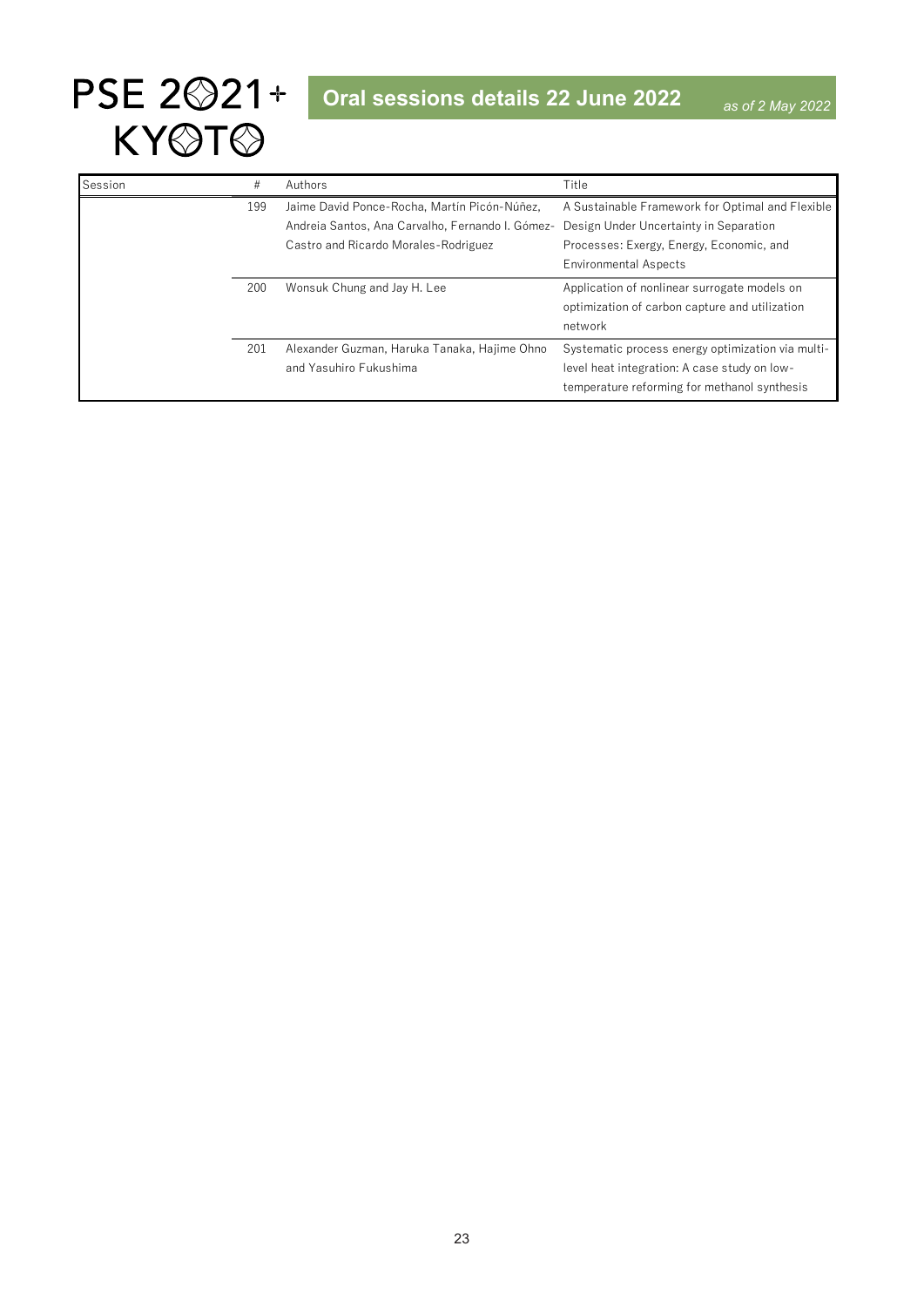# PSE 2021+ KYOTO

## Oral sessions details 22 June 2022

*as of 2 May 2022*

| Session | # | Authors | Title |
|---|---|---|---|
| | 199 | Jaime David Ponce-Rocha, Martín Picón-Núñez, Andreia Santos, Ana Carvalho, Fernando I. Gómez-Castro and Ricardo Morales-Rodriguez | A Sustainable Framework for Optimal and Flexible Design Under Uncertainty in Separation Processes: Exergy, Energy, Economic, and Environmental Aspects |
| | 200 | Wonsuk Chung and Jay H. Lee | Application of nonlinear surrogate models on optimization of carbon capture and utilization network |
| | 201 | Alexander Guzman, Haruka Tanaka, Hajime Ohno and Yasuhiro Fukushima | Systematic process energy optimization via multi-level heat integration: A case study on low-temperature reforming for methanol synthesis |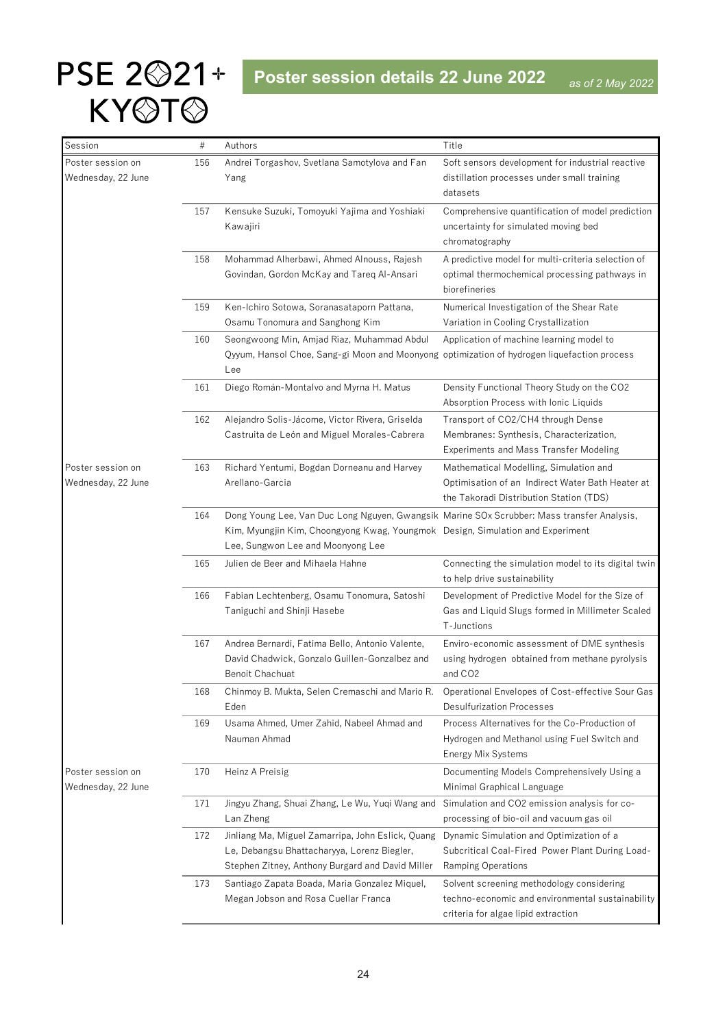# PSE 2021+ KYOTO

## Poster session details 22 June 2022

*as of 2 May 2022*

| Session | # | Authors | Title |
| --- | --- | --- | --- |
| Poster session on Wednesday, 22 June | 156 | Andrei Torgashov, Svetlana Samotylova and Fan Yang | Soft sensors development for industrial reactive distillation processes under small training datasets |
| | 157 | Kensuke Suzuki, Tomoyuki Yajima and Yoshiaki Kawajiri | Comprehensive quantification of model prediction uncertainty for simulated moving bed chromatography |
| | 158 | Mohammad Alherbawi, Ahmed Alnouss, Rajesh Govindan, Gordon McKay and Tareq Al-Ansari | A predictive model for multi-criteria selection of optimal thermochemical processing pathways in biorefineries |
| | 159 | Ken-Ichiro Sotowa, Soranasataporn Pattana, Osamu Tonomura and Sanghong Kim | Numerical Investigation of the Shear Rate Variation in Cooling Crystallization |
| | 160 | Seongwoong Min, Amjad Riaz, Muhammad Abdul Qyyum, Hansol Choe, Sang-gi Moon and Moonyong Lee | Application of machine learning model to optimization of hydrogen liquefaction process |
| | 161 | Diego Román-Montalvo and Myrna H. Matus | Density Functional Theory Study on the CO2 Absorption Process with Ionic Liquids |
| | 162 | Alejandro Solis-Jácome, Victor Rivera, Griselda Castruita de León and Miguel Morales-Cabrera | Transport of CO2/CH4 through Dense Membranes: Synthesis, Characterization, Experiments and Mass Transfer Modeling |
| Poster session on Wednesday, 22 June | 163 | Richard Yentumi, Bogdan Dorneanu and Harvey Arellano-Garcia | Mathematical Modelling, Simulation and Optimisation of an Indirect Water Bath Heater at the Takoradi Distribution Station (TDS) |
| | 164 | Dong Young Lee, Van Duc Long Nguyen, Gwangsik Kim, Myungjin Kim, Choongyong Kwag, Youngmok Lee, Sungwon Lee and Moonyong Lee | Marine SOx Scrubber: Mass transfer Analysis, Design, Simulation and Experiment |
| | 165 | Julien de Beer and Mihaela Hahne | Connecting the simulation model to its digital twin to help drive sustainability |
| | 166 | Fabian Lechtenberg, Osamu Tonomura, Satoshi Taniguchi and Shinji Hasebe | Development of Predictive Model for the Size of Gas and Liquid Slugs formed in Millimeter Scaled T-Junctions |
| | 167 | Andrea Bernardi, Fatima Bello, Antonio Valente, David Chadwick, Gonzalo Guillen-Gonzalbez and Benoit Chachuat | Enviro-economic assessment of DME synthesis using hydrogen obtained from methane pyrolysis and CO2 |
| | 168 | Chinmoy B. Mukta, Selen Cremaschi and Mario R. Eden | Operational Envelopes of Cost-effective Sour Gas Desulfurization Processes |
| | 169 | Usama Ahmed, Umer Zahid, Nabeel Ahmad and Nauman Ahmad | Process Alternatives for the Co-Production of Hydrogen and Methanol using Fuel Switch and Energy Mix Systems |
| Poster session on Wednesday, 22 June | 170 | Heinz A Preisig | Documenting Models Comprehensively Using a Minimal Graphical Language |
| | 171 | Jingyu Zhang, Shuai Zhang, Le Wu, Yuqi Wang and Lan Zheng | Simulation and CO2 emission analysis for co-processing of bio-oil and vacuum gas oil |
| | 172 | Jinliang Ma, Miguel Zamarripa, John Eslick, Quang Le, Debangsu Bhattacharyya, Lorenz Biegler, Stephen Zitney, Anthony Burgard and David Miller | Dynamic Simulation and Optimization of a Subcritical Coal-Fired Power Plant During Load-Ramping Operations |
| | 173 | Santiago Zapata Boada, Maria Gonzalez Miquel, Megan Jobson and Rosa Cuellar Franca | Solvent screening methodology considering techno-economic and environmental sustainability criteria for algae lipid extraction |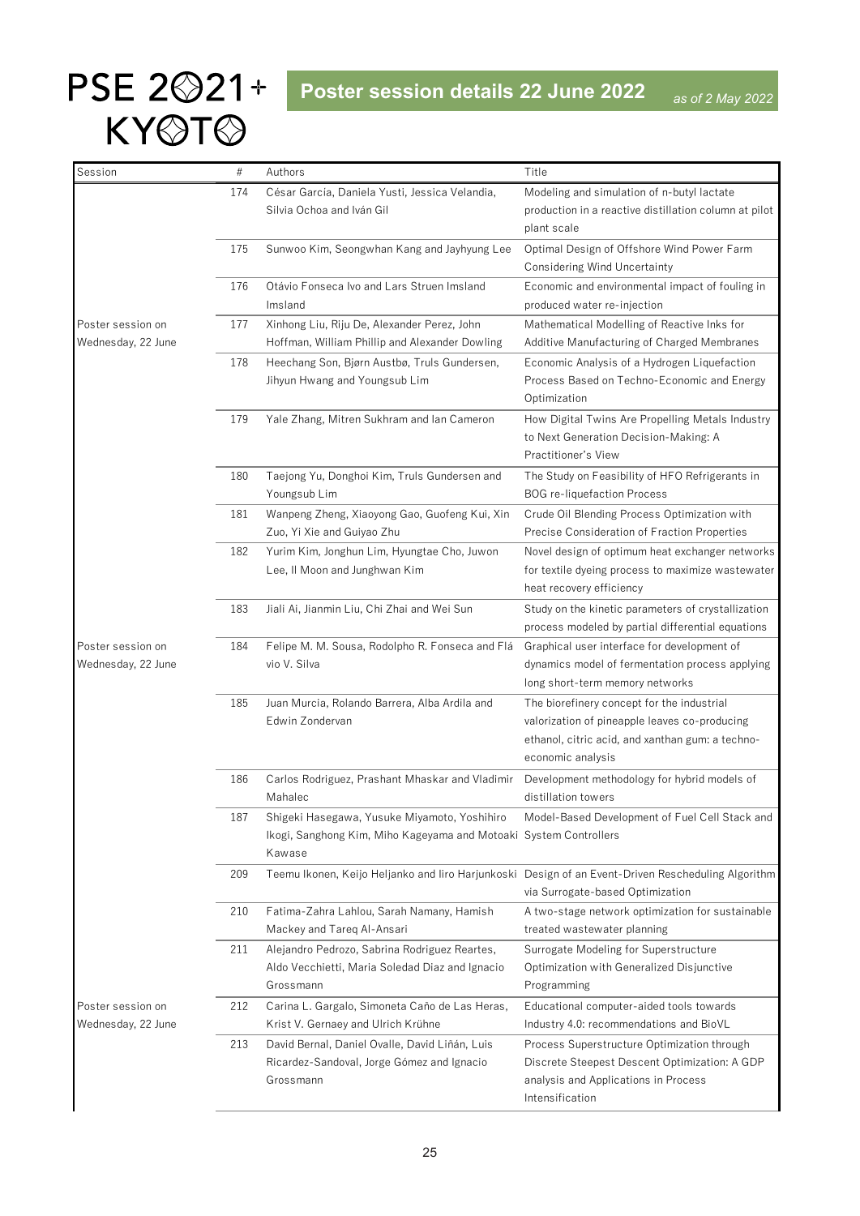# PSE 2021+ KYOTO

## Poster session details 22 June 2022

*as of 2 May 2022*

| Session | # | Authors | Title |
|---|---|---|---|
| Poster session on Wednesday, 22 June | 174 | César Garcia, Daniela Yusti, Jessica Velandia, Silvia Ochoa and Iván Gil | Modeling and simulation of n-butyl lactate production in a reactive distillation column at pilot plant scale |
| | 175 | Sunwoo Kim, Seongwhan Kang and Jayhyung Lee | Optimal Design of Offshore Wind Power Farm Considering Wind Uncertainty |
| | 176 | Otávio Fonseca Ivo and Lars Struen Imsland Imsland | Economic and environmental impact of fouling in produced water re-injection |
| | 177 | Xinhong Liu, Riju De, Alexander Perez, John Hoffman, William Phillip and Alexander Dowling | Mathematical Modelling of Reactive Inks for Additive Manufacturing of Charged Membranes |
| | 178 | Heechang Son, Bjørn Austbø, Truls Gundersen, Jihyun Hwang and Youngsub Lim | Economic Analysis of a Hydrogen Liquefaction Process Based on Techno-Economic and Energy Optimization |
| | 179 | Yale Zhang, Mitren Sukhram and Ian Cameron | How Digital Twins Are Propelling Metals Industry to Next Generation Decision-Making: A Practitioner's View |
| | 180 | Taejong Yu, Donghoi Kim, Truls Gundersen and Youngsub Lim | The Study on Feasibility of HFO Refrigerants in BOG re-liquefaction Process |
| | 181 | Wanpeng Zheng, Xiaoyong Gao, Guofeng Kui, Xin Zuo, Yi Xie and Guiyao Zhu | Crude Oil Blending Process Optimization with Precise Consideration of Fraction Properties |
| | 182 | Yurim Kim, Jonghun Lim, Hyungtae Cho, Juwon Lee, Il Moon and Junghwan Kim | Novel design of optimum heat exchanger networks for textile dyeing process to maximize wastewater heat recovery efficiency |
| Poster session on Wednesday, 22 June | 183 | Jiali Ai, Jianmin Liu, Chi Zhai and Wei Sun | Study on the kinetic parameters of crystallization process modeled by partial differential equations |
| | 184 | Felipe M. M. Sousa, Rodolpho R. Fonseca and Flávio V. Silva | Graphical user interface for development of dynamics model of fermentation process applying long short-term memory networks |
| | 185 | Juan Murcia, Rolando Barrera, Alba Ardila and Edwin Zondervan | The biorefinery concept for the industrial valorization of pineapple leaves co-producing ethanol, citric acid, and xanthan gum: a techno-economic analysis |
| | 186 | Carlos Rodriguez, Prashant Mhaskar and Vladimir Mahalec | Development methodology for hybrid models of distillation towers |
| | 187 | Shigeki Hasegawa, Yusuke Miyamoto, Yoshihiro Ikogi, Sanghong Kim, Miho Kageyama and Motoaki Kawase | Model-Based Development of Fuel Cell Stack and System Controllers |
| Poster session on Wednesday, 22 June | 209 | Teemu Ikonen, Keijo Heljanko and Iiro Harjunkoski | Design of an Event-Driven Rescheduling Algorithm via Surrogate-based Optimization |
| | 210 | Fatima-Zahra Lahlou, Sarah Namany, Hamish Mackey and Tareq Al-Ansari | A two-stage network optimization for sustainable treated wastewater planning |
| | 211 | Alejandro Pedrozo, Sabrina Rodriguez Reartes, Aldo Vecchietti, Maria Soledad Diaz and Ignacio Grossmann | Surrogate Modeling for Superstructure Optimization with Generalized Disjunctive Programming |
| | 212 | Carina L. Gargalo, Simoneta Caño de Las Heras, Krist V. Gernaey and Ulrich Krühne | Educational computer-aided tools towards Industry 4.0: recommendations and BioVL |
| | 213 | David Bernal, Daniel Ovalle, David Liñán, Luis Ricardez-Sandoval, Jorge Gómez and Ignacio Grossmann | Process Superstructure Optimization through Discrete Steepest Descent Optimization: A GDP analysis and Applications in Process Intensification |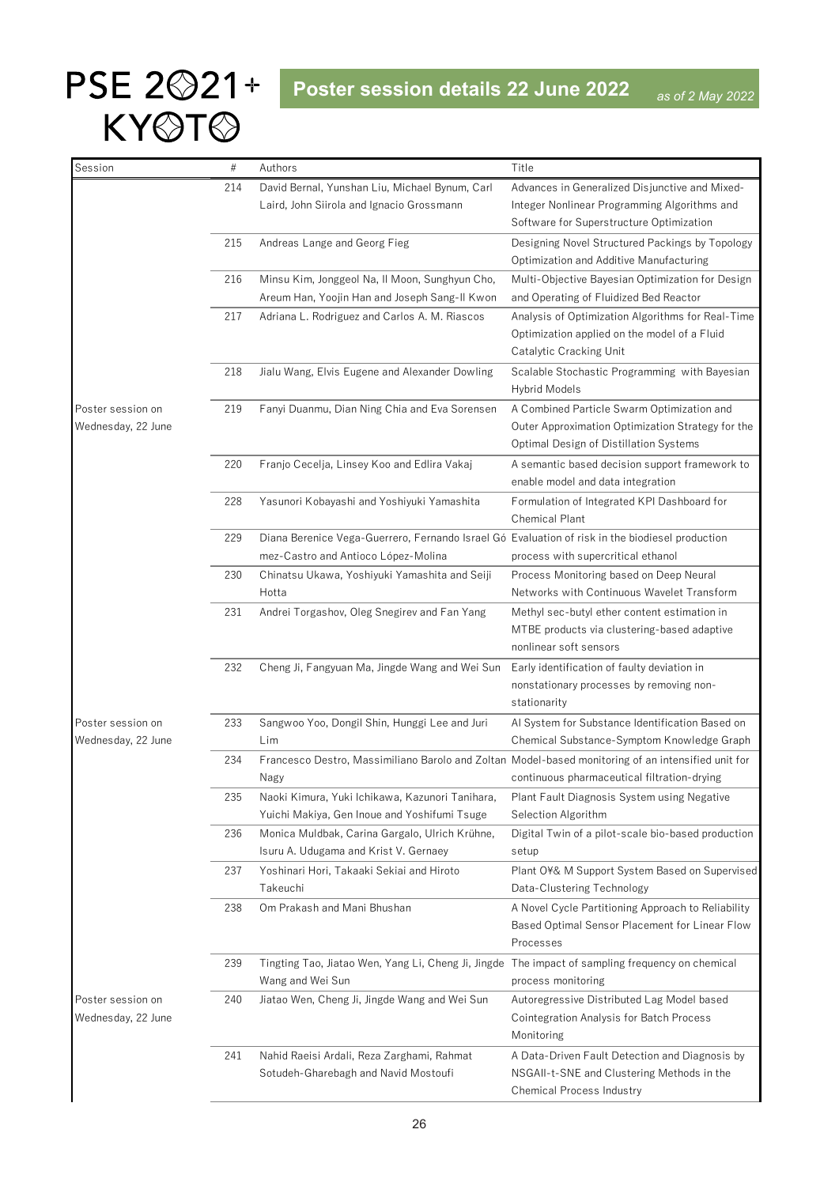# PSE 2021+ KYOTO

## Poster session details 22 June 2022

*as of 2 May 2022*

| Session | # | Authors | Title |
|---|---|---|---|
| | 214 | David Bernal, Yunshan Liu, Michael Bynum, Carl Laird, John Siirola and Ignacio Grossmann | Advances in Generalized Disjunctive and Mixed-Integer Nonlinear Programming Algorithms and Software for Superstructure Optimization |
| | 215 | Andreas Lange and Georg Fieg | Designing Novel Structured Packings by Topology Optimization and Additive Manufacturing |
| | 216 | Minsu Kim, Jonggeol Na, Il Moon, Sunghyun Cho, Areum Han, Yoojin Han and Joseph Sang-Il Kwon | Multi-Objective Bayesian Optimization for Design and Operating of Fluidized Bed Reactor |
| | 217 | Adriana L. Rodriguez and Carlos A. M. Riascos | Analysis of Optimization Algorithms for Real-Time Optimization applied on the model of a Fluid Catalytic Cracking Unit |
| | 218 | Jialu Wang, Elvis Eugene and Alexander Dowling | Scalable Stochastic Programming with Bayesian Hybrid Models |
| Poster session on Wednesday, 22 June | 219 | Fanyi Duanmu, Dian Ning Chia and Eva Sorensen | A Combined Particle Swarm Optimization and Outer Approximation Optimization Strategy for the Optimal Design of Distillation Systems |
| | 220 | Franjo Cecelja, Linsey Koo and Edlira Vakaj | A semantic based decision support framework to enable model and data integration |
| | 228 | Yasunori Kobayashi and Yoshiyuki Yamashita | Formulation of Integrated KPI Dashboard for Chemical Plant |
| | 229 | Diana Berenice Vega-Guerrero, Fernando Israel Gómez-Castro and Antioco López-Molina | Evaluation of risk in the biodiesel production process with supercritical ethanol |
| | 230 | Chinatsu Ukawa, Yoshiyuki Yamashita and Seiji Hotta | Process Monitoring based on Deep Neural Networks with Continuous Wavelet Transform |
| | 231 | Andrei Torgashov, Oleg Snegirev and Fan Yang | Methyl sec-butyl ether content estimation in MTBE products via clustering-based adaptive nonlinear soft sensors |
| | 232 | Cheng Ji, Fangyuan Ma, Jingde Wang and Wei Sun | Early identification of faulty deviation in nonstationary processes by removing non-stationarity |
| Poster session on Wednesday, 22 June | 233 | Sangwoo Yoo, Dongil Shin, Hunggi Lee and Juri Lim | AI System for Substance Identification Based on Chemical Substance-Symptom Knowledge Graph |
| | 234 | Francesco Destro, Massimiliano Barolo and Zoltan Nagy | Model-based monitoring of an intensified unit for continuous pharmaceutical filtration-drying |
| | 235 | Naoki Kimura, Yuki Ichikawa, Kazunori Tanihara, Yuichi Makiya, Gen Inoue and Yoshifumi Tsuge | Plant Fault Diagnosis System using Negative Selection Algorithm |
| | 236 | Monica Muldbak, Carina Gargalo, Ulrich Krühne, Isuru A. Udugama and Krist V. Gernaey | Digital Twin of a pilot-scale bio-based production setup |
| | 237 | Yoshinari Hori, Takaaki Sekiai and Hiroto Takeuchi | Plant O¥& M Support System Based on Supervised Data-Clustering Technology |
| | 238 | Om Prakash and Mani Bhushan | A Novel Cycle Partitioning Approach to Reliability Based Optimal Sensor Placement for Linear Flow Processes |
| | 239 | Tingting Tao, Jiatao Wen, Yang Li, Cheng Ji, Jingde Wang and Wei Sun | The impact of sampling frequency on chemical process monitoring |
| Poster session on Wednesday, 22 June | 240 | Jiatao Wen, Cheng Ji, Jingde Wang and Wei Sun | Autoregressive Distributed Lag Model based Cointegration Analysis for Batch Process Monitoring |
| | 241 | Nahid Raeisi Ardali, Reza Zarghami, Rahmat Sotudeh-Gharebagh and Navid Mostoufi | A Data-Driven Fault Detection and Diagnosis by NSGAII-t-SNE and Clustering Methods in the Chemical Process Industry |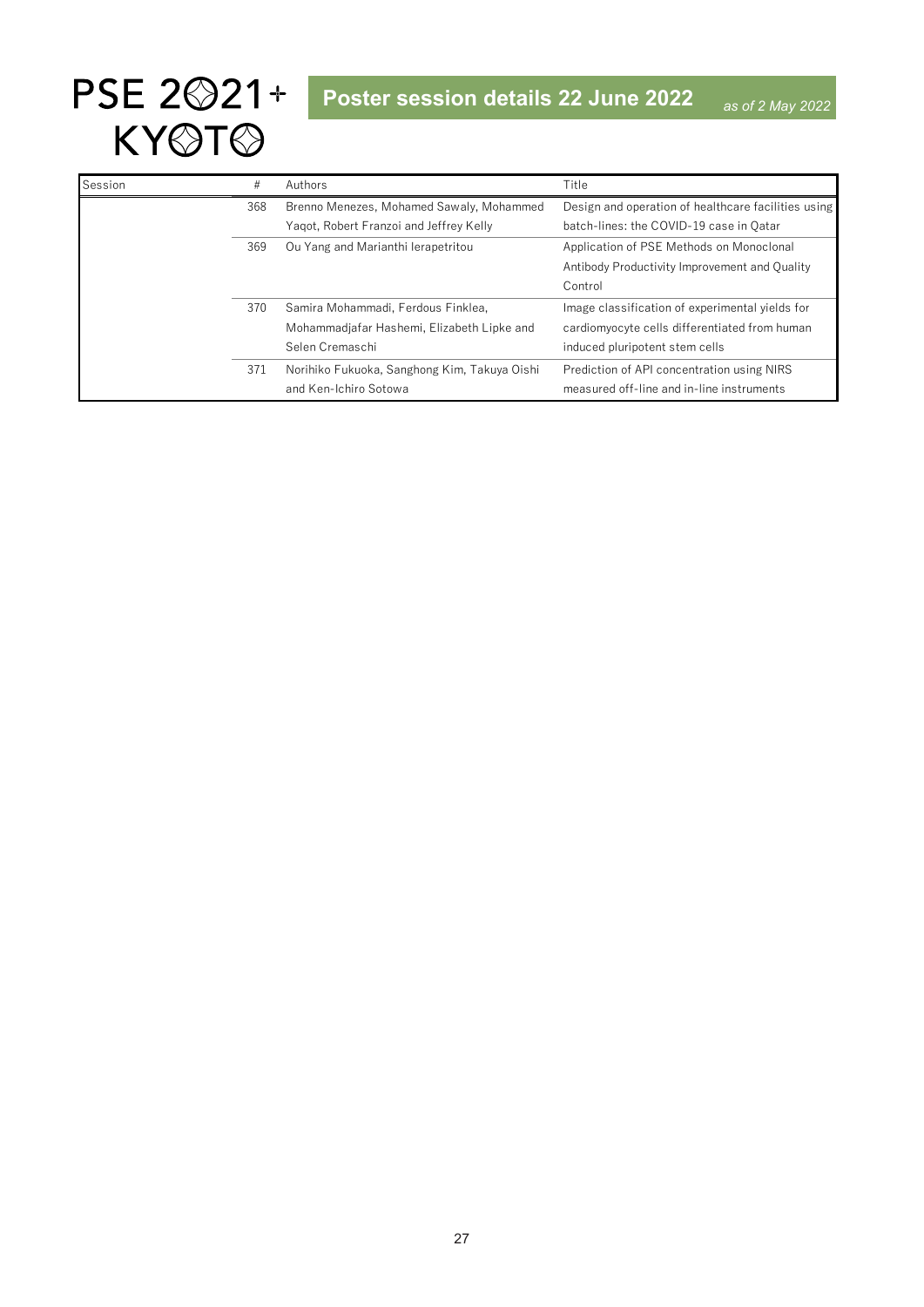# Poster session details 22 June 2022

*as of 2 May 2022*

| Session | # | Authors | Title |
|---|---|---|---|
| | 368 | Brenno Menezes, Mohamed Sawaly, Mohammed Yaqot, Robert Franzoi and Jeffrey Kelly | Design and operation of healthcare facilities using batch-lines: the COVID-19 case in Qatar |
| | 369 | Ou Yang and Marianthi Ierapetritou | Application of PSE Methods on Monoclonal Antibody Productivity Improvement and Quality Control |
| | 370 | Samira Mohammadi, Ferdous Finklea, Mohammadjafar Hashemi, Elizabeth Lipke and Selen Cremaschi | Image classification of experimental yields for cardiomyocyte cells differentiated from human induced pluripotent stem cells |
| | 371 | Norihiko Fukuoka, Sanghong Kim, Takuya Oishi and Ken-Ichiro Sotowa | Prediction of API concentration using NIRS measured off-line and in-line instruments |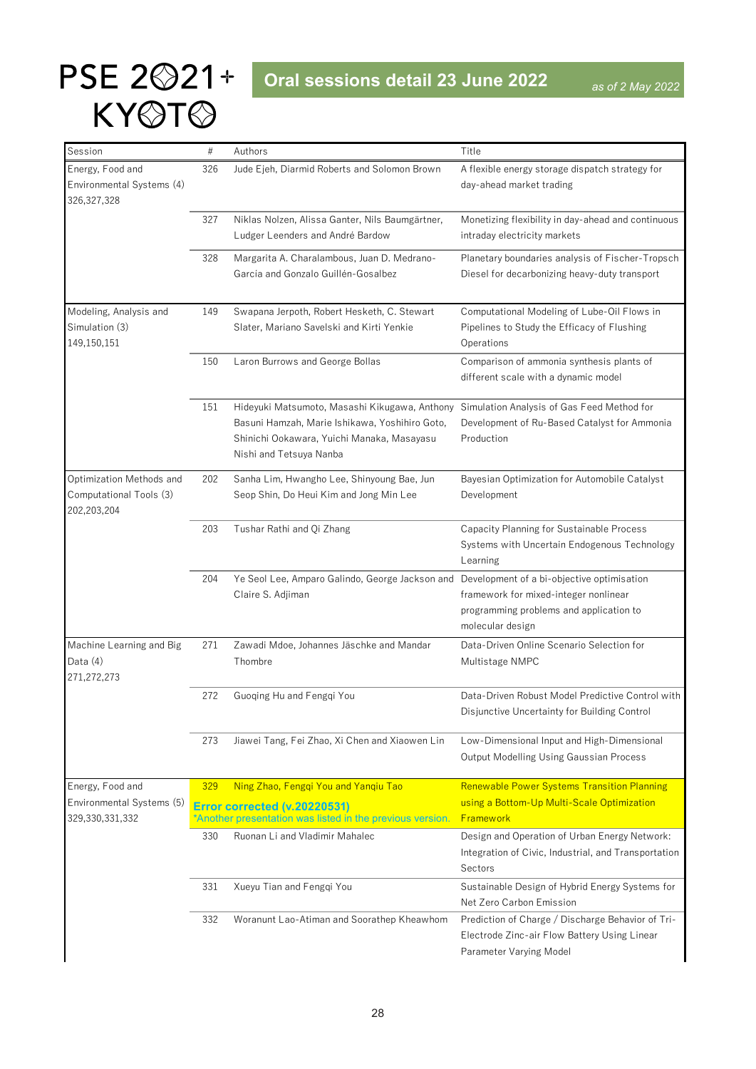# PSE 2021+ KYOTO

## Oral sessions detail 23 June 2022

*as of 2 May 2022*

| Session | # | Authors | Title |
|---|---|---|---|
| Energy, Food and Environmental Systems (4) 326,327,328 | 326 | Jude Ejeh, Diarmid Roberts and Solomon Brown | A flexible energy storage dispatch strategy for day-ahead market trading |
| | 327 | Niklas Nolzen, Alissa Ganter, Nils Baumgärtner, Ludger Leenders and André Bardow | Monetizing flexibility in day-ahead and continuous intraday electricity markets |
| | 328 | Margarita A. Charalambous, Juan D. Medrano-Garcia and Gonzalo Guillén-Gosalbez | Planetary boundaries analysis of Fischer-Tropsch Diesel for decarbonizing heavy-duty transport |
| Modeling, Analysis and Simulation (3) 149,150,151 | 149 | Swapana Jerpoth, Robert Hesketh, C. Stewart Slater, Mariano Savelski and Kirti Yenkie | Computational Modeling of Lube-Oil Flows in Pipelines to Study the Efficacy of Flushing Operations |
| | 150 | Laron Burrows and George Bollas | Comparison of ammonia synthesis plants of different scale with a dynamic model |
| | 151 | Hideyuki Matsumoto, Masashi Kikugawa, Anthony Basuni Hamzah, Marie Ishikawa, Yoshihiro Goto, Shinichi Ookawara, Yuichi Manaka, Masayasu Nishi and Tetsuya Nanba | Simulation Analysis of Gas Feed Method for Development of Ru-Based Catalyst for Ammonia Production |
| Optimization Methods and Computational Tools (3) 202,203,204 | 202 | Sanha Lim, Hwangho Lee, Shinyoung Bae, Jun Seop Shin, Do Heui Kim and Jong Min Lee | Bayesian Optimization for Automobile Catalyst Development |
| | 203 | Tushar Rathi and Qi Zhang | Capacity Planning for Sustainable Process Systems with Uncertain Endogenous Technology Learning |
| | 204 | Ye Seol Lee, Amparo Galindo, George Jackson and Claire S. Adjiman | Development of a bi-objective optimisation framework for mixed-integer nonlinear programming problems and application to molecular design |
| Machine Learning and Big Data (4) 271,272,273 | 271 | Zawadi Mdoe, Johannes Jäschke and Mandar Thombre | Data-Driven Online Scenario Selection for Multistage NMPC |
| | 272 | Guoqing Hu and Fengqi You | Data-Driven Robust Model Predictive Control with Disjunctive Uncertainty for Building Control |
| | 273 | Jiawei Tang, Fei Zhao, Xi Chen and Xiaowen Lin | Low-Dimensional Input and High-Dimensional Output Modelling Using Gaussian Process |
| Energy, Food and Environmental Systems (5) 329,330,331,332 | 329 | Ning Zhao, Fengqi You and Yanqiu Tao<br>**Error corrected (v.20220531)**<br>*Another presentation was listed in the previous version. | Renewable Power Systems Transition Planning using a Bottom-Up Multi-Scale Optimization Framework |
| | 330 | Ruonan Li and Vladimir Mahalec | Design and Operation of Urban Energy Network: Integration of Civic, Industrial, and Transportation Sectors |
| | 331 | Xueyu Tian and Fengqi You | Sustainable Design of Hybrid Energy Systems for Net Zero Carbon Emission |
| | 332 | Woranunt Lao-Atiman and Soorathep Kheawhom | Prediction of Charge / Discharge Behavior of Tri-Electrode Zinc-air Flow Battery Using Linear Parameter Varying Model |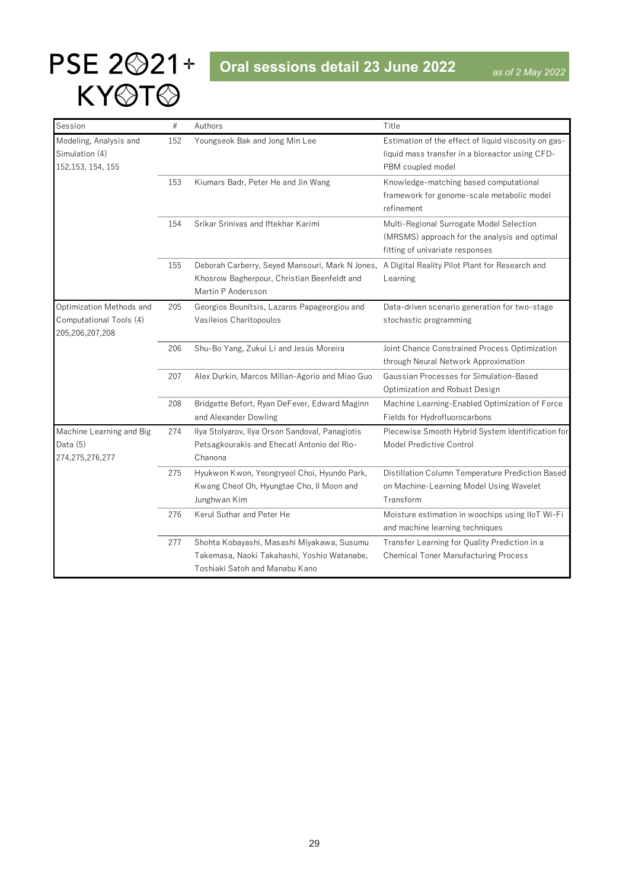# PSE 2021+ KYOTO

## Oral sessions detail 23 June 2022

*as of 2 May 2022*

| Session | # | Authors | Title |
|---|---|---|---|
| Modeling, Analysis and Simulation (4) 152,153, 154, 155 | 152 | Youngseok Bak and Jong Min Lee | Estimation of the effect of liquid viscosity on gas-liquid mass transfer in a bioreactor using CFD-PBM coupled model |
| | 153 | Kiumars Badr, Peter He and Jin Wang | Knowledge-matching based computational framework for genome-scale metabolic model refinement |
| | 154 | Srikar Srinivas and Iftekhar Karimi | Multi-Regional Surrogate Model Selection (MRSMS) approach for the analysis and optimal fitting of univariate responses |
| | 155 | Deborah Carberry, Seyed Mansouri, Mark N Jones, Khosrow Bagherpour, Christian Beenfeldt and Martin P Andersson | A Digital Reality Pilot Plant for Research and Learning |
| Optimization Methods and Computational Tools (4) 205,206,207,208 | 205 | Georgios Bounitsis, Lazaros Papageorgiou and Vasileios Charitopoulos | Data-driven scenario generation for two-stage stochastic programming |
| | 206 | Shu-Bo Yang, Zukui Li and Jesús Moreira | Joint Chance Constrained Process Optimization through Neural Network Approximation |
| | 207 | Alex Durkin, Marcos Millan-Agorio and Miao Guo | Gaussian Processes for Simulation-Based Optimization and Robust Design |
| | 208 | Bridgette Befort, Ryan DeFever, Edward Maginn and Alexander Dowling | Machine Learning-Enabled Optimization of Force Fields for Hydrofluorocarbons |
| Machine Learning and Big Data (5) 274,275,276,277 | 274 | Ilya Stolyarov, Ilya Orson Sandoval, Panagiotis Petsagkourakis and Ehecatl Antonio del Rio-Chanona | Piecewise Smooth Hybrid System Identification for Model Predictive Control |
| | 275 | Hyukwon Kwon, Yeongryeol Choi, Hyundo Park, Kwang Cheol Oh, Hyungtae Cho, Il Moon and Junghwan Kim | Distillation Column Temperature Prediction Based on Machine-Learning Model Using Wavelet Transform |
| | 276 | Kerul Suthar and Peter He | Moisture estimation in woochips using IIoT Wi-Fi and machine learning techniques |
| | 277 | Shohta Kobayashi, Masashi Miyakawa, Susumu Takemasa, Naoki Takahashi, Yoshio Watanabe, Toshiaki Satoh and Manabu Kano | Transfer Learning for Quality Prediction in a Chemical Toner Manufacturing Process |